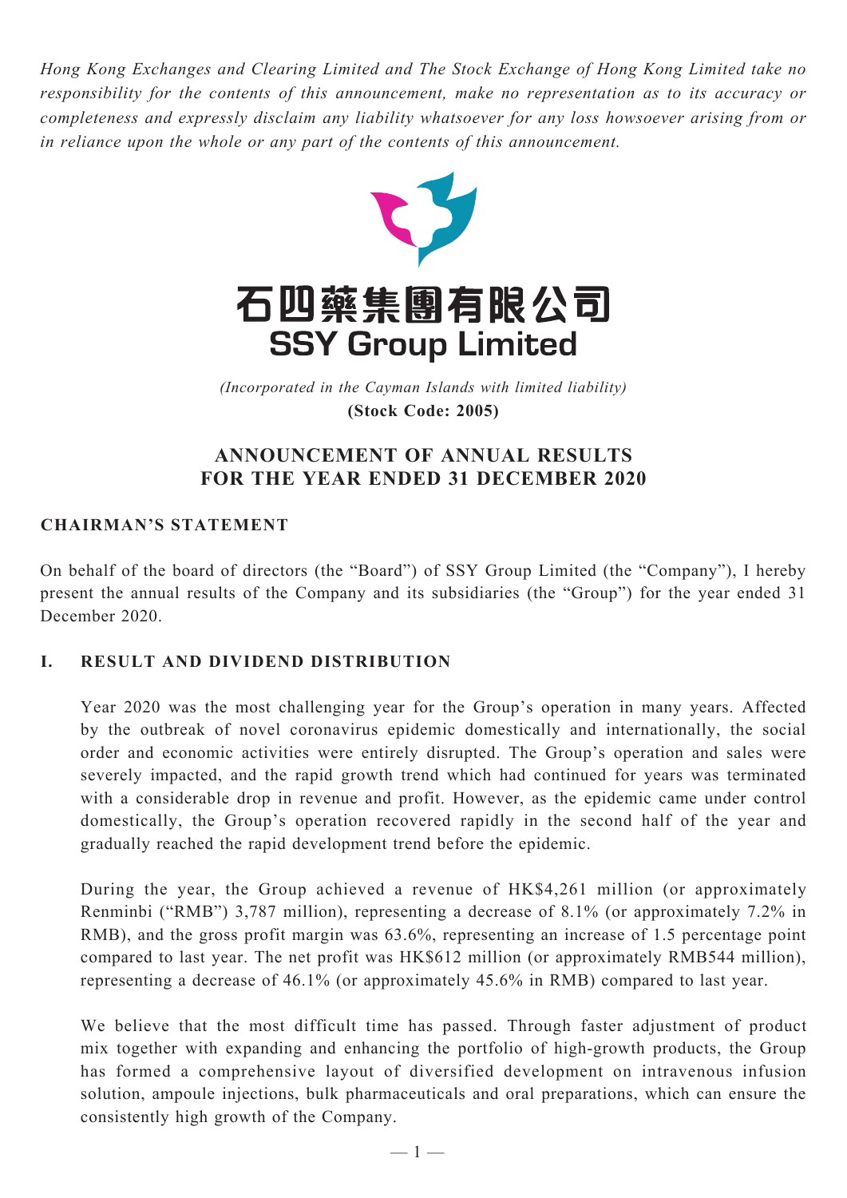*Hong Kong Exchanges and Clearing Limited and The Stock Exchange of Hong Kong Limited take no responsibility for the contents of this announcement, make no representation as to its accuracy or completeness and expressly disclaim any liability whatsoever for any loss howsoever arising from or in reliance upon the whole or any part of the contents of this announcement.*

# 石四藥集團有限公司
# SSY Group Limited

*(Incorporated in the Cayman Islands with limited liability)*
**(Stock Code: 2005)**

## ANNOUNCEMENT OF ANNUAL RESULTS FOR THE YEAR ENDED 31 DECEMBER 2020

### CHAIRMAN'S STATEMENT

On behalf of the board of directors (the "Board") of SSY Group Limited (the "Company"), I hereby present the annual results of the Company and its subsidiaries (the "Group") for the year ended 31 December 2020.

### I. RESULT AND DIVIDEND DISTRIBUTION

Year 2020 was the most challenging year for the Group's operation in many years. Affected by the outbreak of novel coronavirus epidemic domestically and internationally, the social order and economic activities were entirely disrupted. The Group's operation and sales were severely impacted, and the rapid growth trend which had continued for years was terminated with a considerable drop in revenue and profit. However, as the epidemic came under control domestically, the Group's operation recovered rapidly in the second half of the year and gradually reached the rapid development trend before the epidemic.

During the year, the Group achieved a revenue of HK$4,261 million (or approximately Renminbi ("RMB") 3,787 million), representing a decrease of 8.1% (or approximately 7.2% in RMB), and the gross profit margin was 63.6%, representing an increase of 1.5 percentage point compared to last year. The net profit was HK$612 million (or approximately RMB544 million), representing a decrease of 46.1% (or approximately 45.6% in RMB) compared to last year.

We believe that the most difficult time has passed. Through faster adjustment of product mix together with expanding and enhancing the portfolio of high-growth products, the Group has formed a comprehensive layout of diversified development on intravenous infusion solution, ampoule injections, bulk pharmaceuticals and oral preparations, which can ensure the consistently high growth of the Company.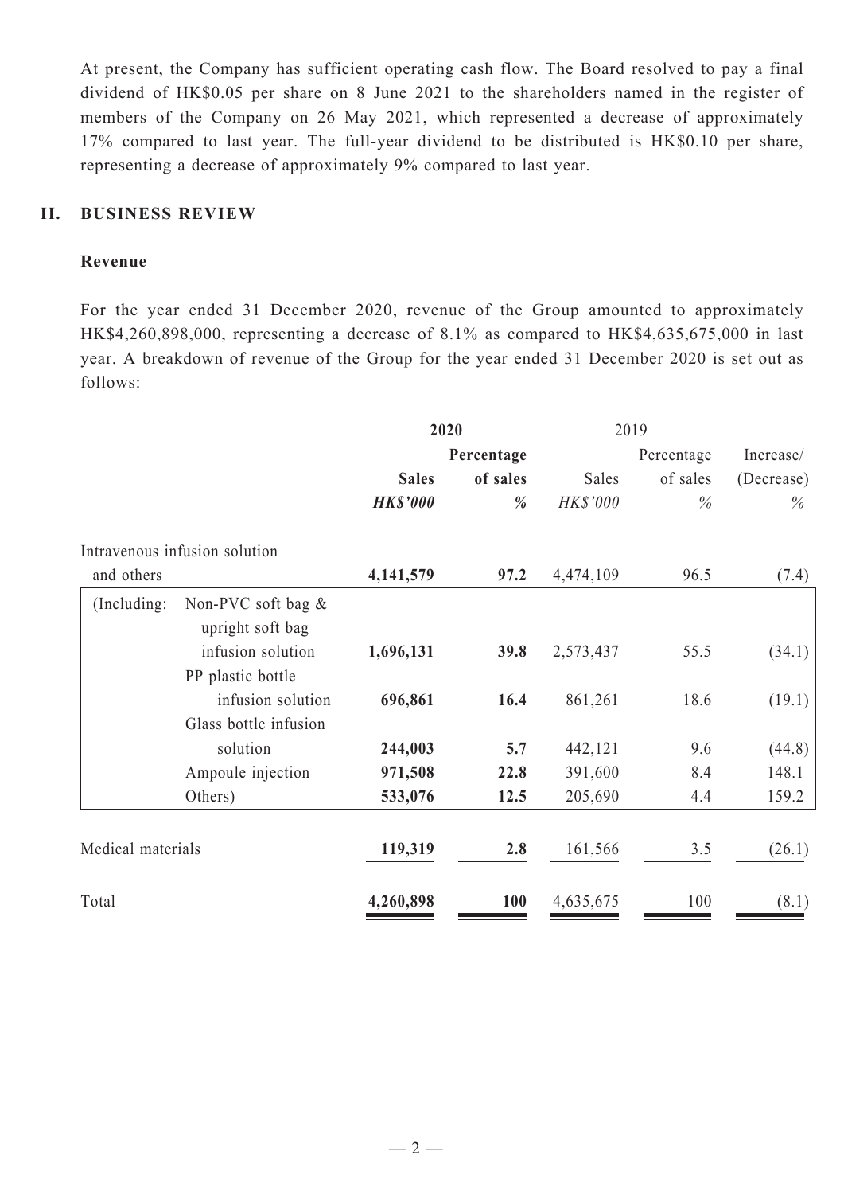At present, the Company has sufficient operating cash flow. The Board resolved to pay a final dividend of HK$0.05 per share on 8 June 2021 to the shareholders named in the register of members of the Company on 26 May 2021, which represented a decrease of approximately 17% compared to last year. The full-year dividend to be distributed is HK$0.10 per share, representing a decrease of approximately 9% compared to last year.

## II. BUSINESS REVIEW

### Revenue

For the year ended 31 December 2020, revenue of the Group amounted to approximately HK$4,260,898,000, representing a decrease of 8.1% as compared to HK$4,635,675,000 in last year. A breakdown of revenue of the Group for the year ended 31 December 2020 is set out as follows:

| | **2020** | | 2019 | | |
|---|---|---|---|---|---|
| | **Sales** | **Percentage of sales** | Sales | Percentage of sales | Increase/ (Decrease) |
| | ***HK$'000*** | ***%*** | *HK$'000* | *%* | *%* |
| Intravenous infusion solution and others | **4,141,579** | **97.2** | 4,474,109 | 96.5 | (7.4) |
| (Including: Non-PVC soft bag & upright soft bag infusion solution | **1,696,131** | **39.8** | 2,573,437 | 55.5 | (34.1) |
| PP plastic bottle infusion solution | **696,861** | **16.4** | 861,261 | 18.6 | (19.1) |
| Glass bottle infusion solution | **244,003** | **5.7** | 442,121 | 9.6 | (44.8) |
| Ampoule injection | **971,508** | **22.8** | 391,600 | 8.4 | 148.1 |
| Others) | **533,076** | **12.5** | 205,690 | 4.4 | 159.2 |
| Medical materials | **119,319** | **2.8** | 161,566 | 3.5 | (26.1) |
| Total | **4,260,898** | **100** | 4,635,675 | 100 | (8.1) |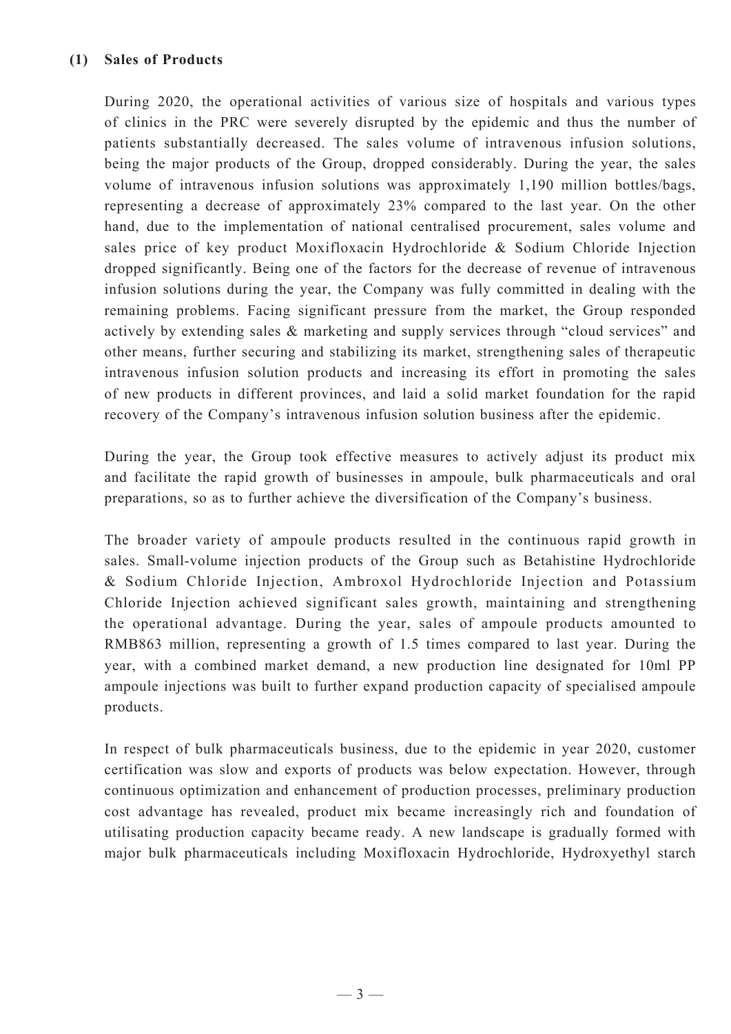**(1) Sales of Products**

During 2020, the operational activities of various size of hospitals and various types of clinics in the PRC were severely disrupted by the epidemic and thus the number of patients substantially decreased. The sales volume of intravenous infusion solutions, being the major products of the Group, dropped considerably. During the year, the sales volume of intravenous infusion solutions was approximately 1,190 million bottles/bags, representing a decrease of approximately 23% compared to the last year. On the other hand, due to the implementation of national centralised procurement, sales volume and sales price of key product Moxifloxacin Hydrochloride & Sodium Chloride Injection dropped significantly. Being one of the factors for the decrease of revenue of intravenous infusion solutions during the year, the Company was fully committed in dealing with the remaining problems. Facing significant pressure from the market, the Group responded actively by extending sales & marketing and supply services through "cloud services" and other means, further securing and stabilizing its market, strengthening sales of therapeutic intravenous infusion solution products and increasing its effort in promoting the sales of new products in different provinces, and laid a solid market foundation for the rapid recovery of the Company's intravenous infusion solution business after the epidemic.

During the year, the Group took effective measures to actively adjust its product mix and facilitate the rapid growth of businesses in ampoule, bulk pharmaceuticals and oral preparations, so as to further achieve the diversification of the Company's business.

The broader variety of ampoule products resulted in the continuous rapid growth in sales. Small-volume injection products of the Group such as Betahistine Hydrochloride & Sodium Chloride Injection, Ambroxol Hydrochloride Injection and Potassium Chloride Injection achieved significant sales growth, maintaining and strengthening the operational advantage. During the year, sales of ampoule products amounted to RMB863 million, representing a growth of 1.5 times compared to last year. During the year, with a combined market demand, a new production line designated for 10ml PP ampoule injections was built to further expand production capacity of specialised ampoule products.

In respect of bulk pharmaceuticals business, due to the epidemic in year 2020, customer certification was slow and exports of products was below expectation. However, through continuous optimization and enhancement of production processes, preliminary production cost advantage has revealed, product mix became increasingly rich and foundation of utilisating production capacity became ready. A new landscape is gradually formed with major bulk pharmaceuticals including Moxifloxacin Hydrochloride, Hydroxyethyl starch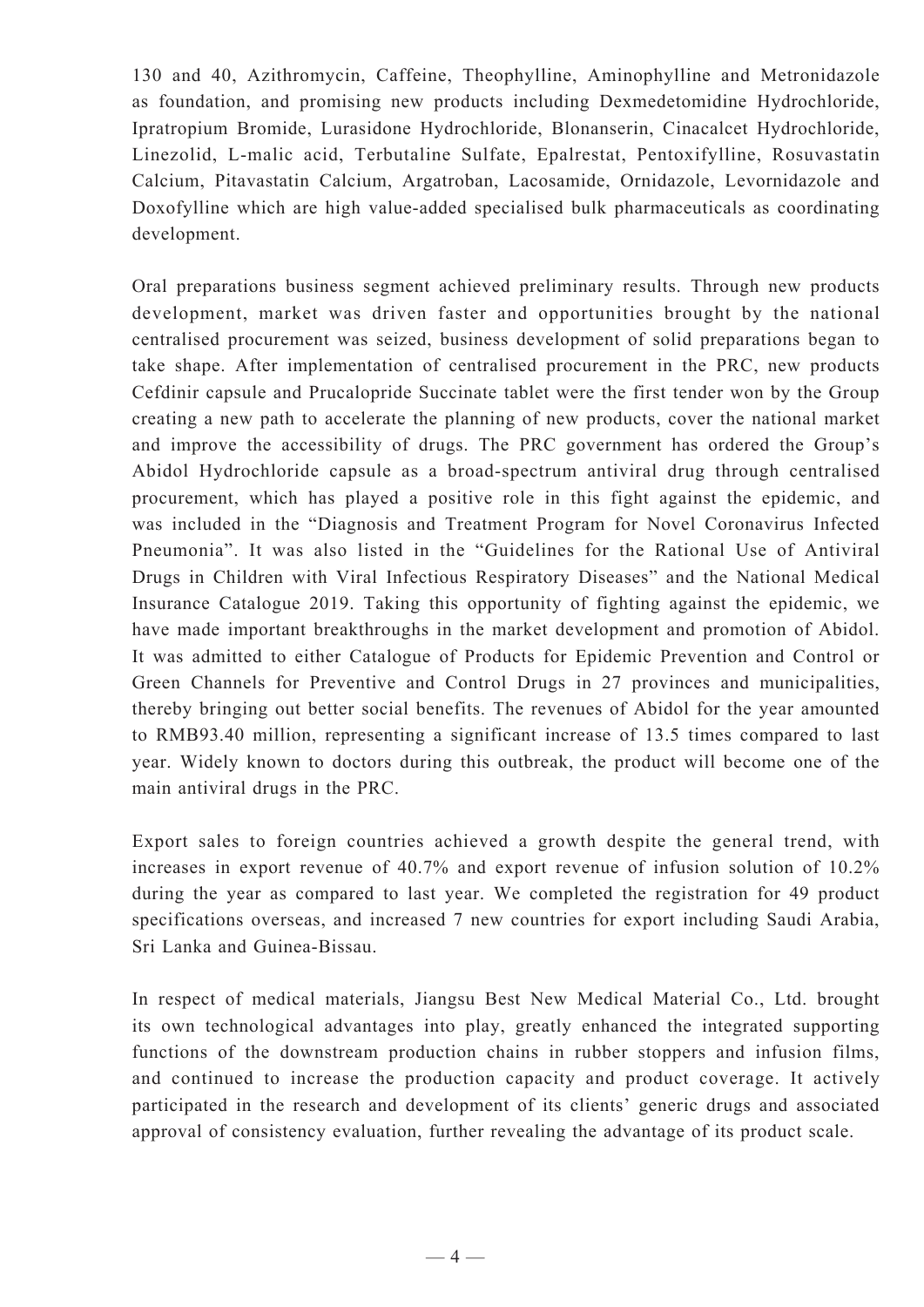130 and 40, Azithromycin, Caffeine, Theophylline, Aminophylline and Metronidazole as foundation, and promising new products including Dexmedetomidine Hydrochloride, Ipratropium Bromide, Lurasidone Hydrochloride, Blonanserin, Cinacalcet Hydrochloride, Linezolid, L-malic acid, Terbutaline Sulfate, Epalrestat, Pentoxifylline, Rosuvastatin Calcium, Pitavastatin Calcium, Argatroban, Lacosamide, Ornidazole, Levornidazole and Doxofylline which are high value-added specialised bulk pharmaceuticals as coordinating development.

Oral preparations business segment achieved preliminary results. Through new products development, market was driven faster and opportunities brought by the national centralised procurement was seized, business development of solid preparations began to take shape. After implementation of centralised procurement in the PRC, new products Cefdinir capsule and Prucalopride Succinate tablet were the first tender won by the Group creating a new path to accelerate the planning of new products, cover the national market and improve the accessibility of drugs. The PRC government has ordered the Group's Abidol Hydrochloride capsule as a broad-spectrum antiviral drug through centralised procurement, which has played a positive role in this fight against the epidemic, and was included in the "Diagnosis and Treatment Program for Novel Coronavirus Infected Pneumonia". It was also listed in the "Guidelines for the Rational Use of Antiviral Drugs in Children with Viral Infectious Respiratory Diseases" and the National Medical Insurance Catalogue 2019. Taking this opportunity of fighting against the epidemic, we have made important breakthroughs in the market development and promotion of Abidol. It was admitted to either Catalogue of Products for Epidemic Prevention and Control or Green Channels for Preventive and Control Drugs in 27 provinces and municipalities, thereby bringing out better social benefits. The revenues of Abidol for the year amounted to RMB93.40 million, representing a significant increase of 13.5 times compared to last year. Widely known to doctors during this outbreak, the product will become one of the main antiviral drugs in the PRC.

Export sales to foreign countries achieved a growth despite the general trend, with increases in export revenue of 40.7% and export revenue of infusion solution of 10.2% during the year as compared to last year. We completed the registration for 49 product specifications overseas, and increased 7 new countries for export including Saudi Arabia, Sri Lanka and Guinea-Bissau.

In respect of medical materials, Jiangsu Best New Medical Material Co., Ltd. brought its own technological advantages into play, greatly enhanced the integrated supporting functions of the downstream production chains in rubber stoppers and infusion films, and continued to increase the production capacity and product coverage. It actively participated in the research and development of its clients' generic drugs and associated approval of consistency evaluation, further revealing the advantage of its product scale.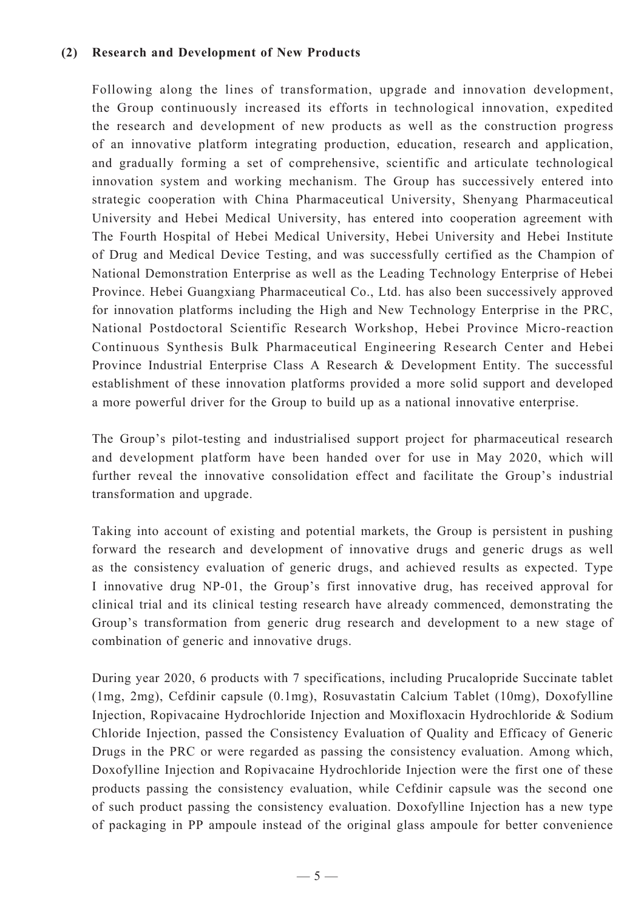**(2) Research and Development of New Products**

Following along the lines of transformation, upgrade and innovation development, the Group continuously increased its efforts in technological innovation, expedited the research and development of new products as well as the construction progress of an innovative platform integrating production, education, research and application, and gradually forming a set of comprehensive, scientific and articulate technological innovation system and working mechanism. The Group has successively entered into strategic cooperation with China Pharmaceutical University, Shenyang Pharmaceutical University and Hebei Medical University, has entered into cooperation agreement with The Fourth Hospital of Hebei Medical University, Hebei University and Hebei Institute of Drug and Medical Device Testing, and was successfully certified as the Champion of National Demonstration Enterprise as well as the Leading Technology Enterprise of Hebei Province. Hebei Guangxiang Pharmaceutical Co., Ltd. has also been successively approved for innovation platforms including the High and New Technology Enterprise in the PRC, National Postdoctoral Scientific Research Workshop, Hebei Province Micro-reaction Continuous Synthesis Bulk Pharmaceutical Engineering Research Center and Hebei Province Industrial Enterprise Class A Research & Development Entity. The successful establishment of these innovation platforms provided a more solid support and developed a more powerful driver for the Group to build up as a national innovative enterprise.

The Group's pilot-testing and industrialised support project for pharmaceutical research and development platform have been handed over for use in May 2020, which will further reveal the innovative consolidation effect and facilitate the Group's industrial transformation and upgrade.

Taking into account of existing and potential markets, the Group is persistent in pushing forward the research and development of innovative drugs and generic drugs as well as the consistency evaluation of generic drugs, and achieved results as expected. Type I innovative drug NP-01, the Group's first innovative drug, has received approval for clinical trial and its clinical testing research have already commenced, demonstrating the Group's transformation from generic drug research and development to a new stage of combination of generic and innovative drugs.

During year 2020, 6 products with 7 specifications, including Prucalopride Succinate tablet (1mg, 2mg), Cefdinir capsule (0.1mg), Rosuvastatin Calcium Tablet (10mg), Doxofylline Injection, Ropivacaine Hydrochloride Injection and Moxifloxacin Hydrochloride & Sodium Chloride Injection, passed the Consistency Evaluation of Quality and Efficacy of Generic Drugs in the PRC or were regarded as passing the consistency evaluation. Among which, Doxofylline Injection and Ropivacaine Hydrochloride Injection were the first one of these products passing the consistency evaluation, while Cefdinir capsule was the second one of such product passing the consistency evaluation. Doxofylline Injection has a new type of packaging in PP ampoule instead of the original glass ampoule for better convenience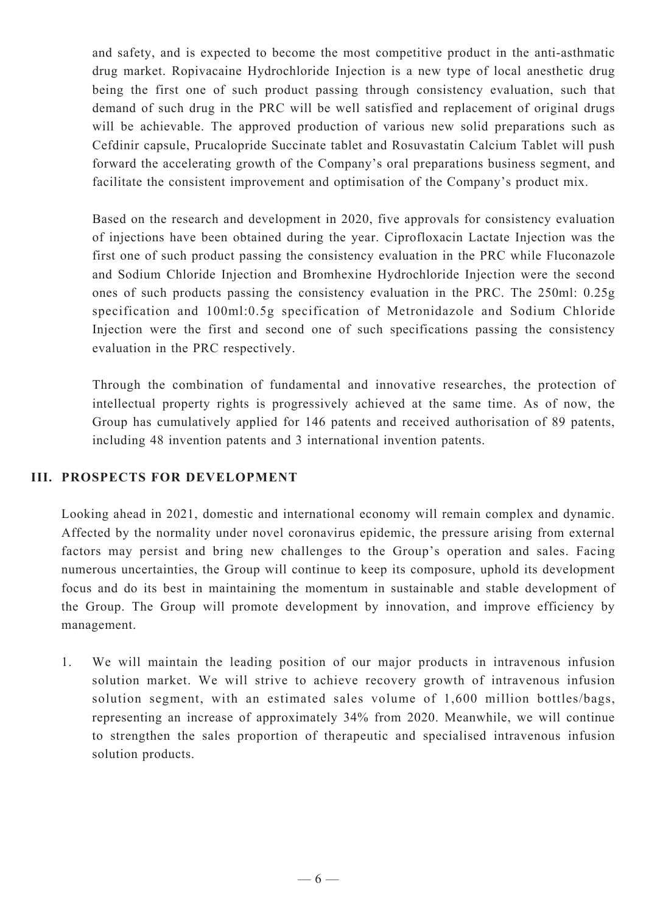and safety, and is expected to become the most competitive product in the anti-asthmatic drug market. Ropivacaine Hydrochloride Injection is a new type of local anesthetic drug being the first one of such product passing through consistency evaluation, such that demand of such drug in the PRC will be well satisfied and replacement of original drugs will be achievable. The approved production of various new solid preparations such as Cefdinir capsule, Prucalopride Succinate tablet and Rosuvastatin Calcium Tablet will push forward the accelerating growth of the Company's oral preparations business segment, and facilitate the consistent improvement and optimisation of the Company's product mix.

Based on the research and development in 2020, five approvals for consistency evaluation of injections have been obtained during the year. Ciprofloxacin Lactate Injection was the first one of such product passing the consistency evaluation in the PRC while Fluconazole and Sodium Chloride Injection and Bromhexine Hydrochloride Injection were the second ones of such products passing the consistency evaluation in the PRC. The 250ml: 0.25g specification and 100ml:0.5g specification of Metronidazole and Sodium Chloride Injection were the first and second one of such specifications passing the consistency evaluation in the PRC respectively.

Through the combination of fundamental and innovative researches, the protection of intellectual property rights is progressively achieved at the same time. As of now, the Group has cumulatively applied for 146 patents and received authorisation of 89 patents, including 48 invention patents and 3 international invention patents.

## III. PROSPECTS FOR DEVELOPMENT

Looking ahead in 2021, domestic and international economy will remain complex and dynamic. Affected by the normality under novel coronavirus epidemic, the pressure arising from external factors may persist and bring new challenges to the Group's operation and sales. Facing numerous uncertainties, the Group will continue to keep its composure, uphold its development focus and do its best in maintaining the momentum in sustainable and stable development of the Group. The Group will promote development by innovation, and improve efficiency by management.

1. We will maintain the leading position of our major products in intravenous infusion solution market. We will strive to achieve recovery growth of intravenous infusion solution segment, with an estimated sales volume of 1,600 million bottles/bags, representing an increase of approximately 34% from 2020. Meanwhile, we will continue to strengthen the sales proportion of therapeutic and specialised intravenous infusion solution products.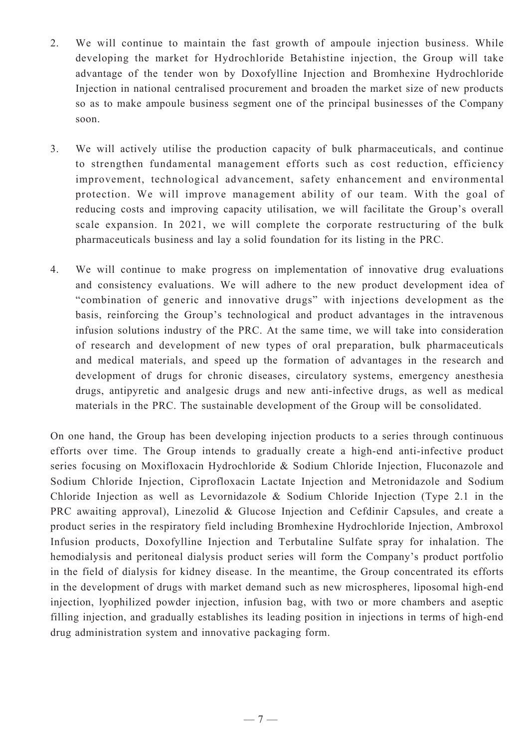2. We will continue to maintain the fast growth of ampoule injection business. While developing the market for Hydrochloride Betahistine injection, the Group will take advantage of the tender won by Doxofylline Injection and Bromhexine Hydrochloride Injection in national centralised procurement and broaden the market size of new products so as to make ampoule business segment one of the principal businesses of the Company soon.

3. We will actively utilise the production capacity of bulk pharmaceuticals, and continue to strengthen fundamental management efforts such as cost reduction, efficiency improvement, technological advancement, safety enhancement and environmental protection. We will improve management ability of our team. With the goal of reducing costs and improving capacity utilisation, we will facilitate the Group's overall scale expansion. In 2021, we will complete the corporate restructuring of the bulk pharmaceuticals business and lay a solid foundation for its listing in the PRC.

4. We will continue to make progress on implementation of innovative drug evaluations and consistency evaluations. We will adhere to the new product development idea of "combination of generic and innovative drugs" with injections development as the basis, reinforcing the Group's technological and product advantages in the intravenous infusion solutions industry of the PRC. At the same time, we will take into consideration of research and development of new types of oral preparation, bulk pharmaceuticals and medical materials, and speed up the formation of advantages in the research and development of drugs for chronic diseases, circulatory systems, emergency anesthesia drugs, antipyretic and analgesic drugs and new anti-infective drugs, as well as medical materials in the PRC. The sustainable development of the Group will be consolidated.

On one hand, the Group has been developing injection products to a series through continuous efforts over time. The Group intends to gradually create a high-end anti-infective product series focusing on Moxifloxacin Hydrochloride & Sodium Chloride Injection, Fluconazole and Sodium Chloride Injection, Ciprofloxacin Lactate Injection and Metronidazole and Sodium Chloride Injection as well as Levornidazole & Sodium Chloride Injection (Type 2.1 in the PRC awaiting approval), Linezolid & Glucose Injection and Cefdinir Capsules, and create a product series in the respiratory field including Bromhexine Hydrochloride Injection, Ambroxol Infusion products, Doxofylline Injection and Terbutaline Sulfate spray for inhalation. The hemodialysis and peritoneal dialysis product series will form the Company's product portfolio in the field of dialysis for kidney disease. In the meantime, the Group concentrated its efforts in the development of drugs with market demand such as new microspheres, liposomal high-end injection, lyophilized powder injection, infusion bag, with two or more chambers and aseptic filling injection, and gradually establishes its leading position in injections in terms of high-end drug administration system and innovative packaging form.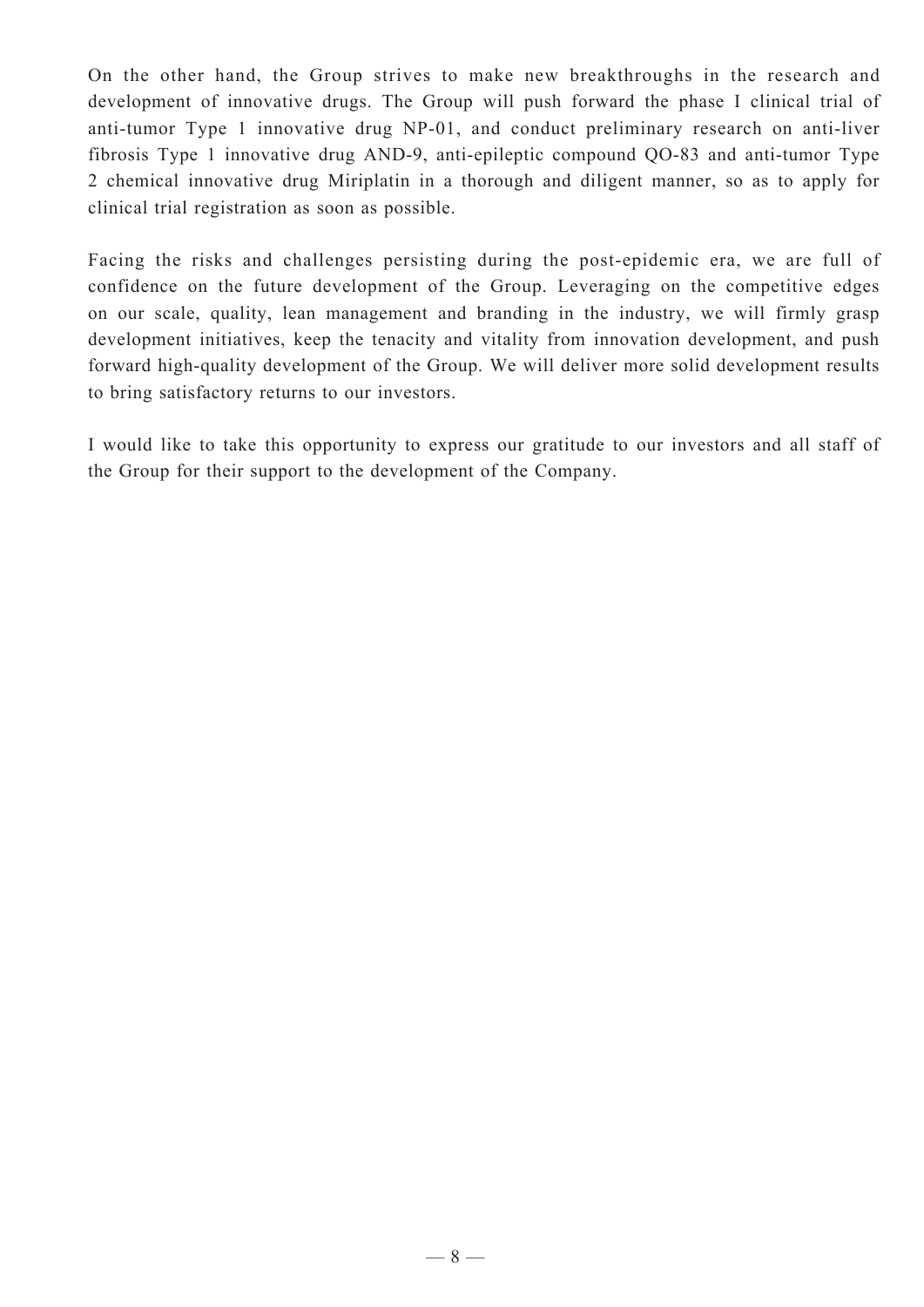On the other hand, the Group strives to make new breakthroughs in the research and development of innovative drugs. The Group will push forward the phase I clinical trial of anti-tumor Type 1 innovative drug NP-01, and conduct preliminary research on anti-liver fibrosis Type 1 innovative drug AND-9, anti-epileptic compound QO-83 and anti-tumor Type 2 chemical innovative drug Miriplatin in a thorough and diligent manner, so as to apply for clinical trial registration as soon as possible.

Facing the risks and challenges persisting during the post-epidemic era, we are full of confidence on the future development of the Group. Leveraging on the competitive edges on our scale, quality, lean management and branding in the industry, we will firmly grasp development initiatives, keep the tenacity and vitality from innovation development, and push forward high-quality development of the Group. We will deliver more solid development results to bring satisfactory returns to our investors.

I would like to take this opportunity to express our gratitude to our investors and all staff of the Group for their support to the development of the Company.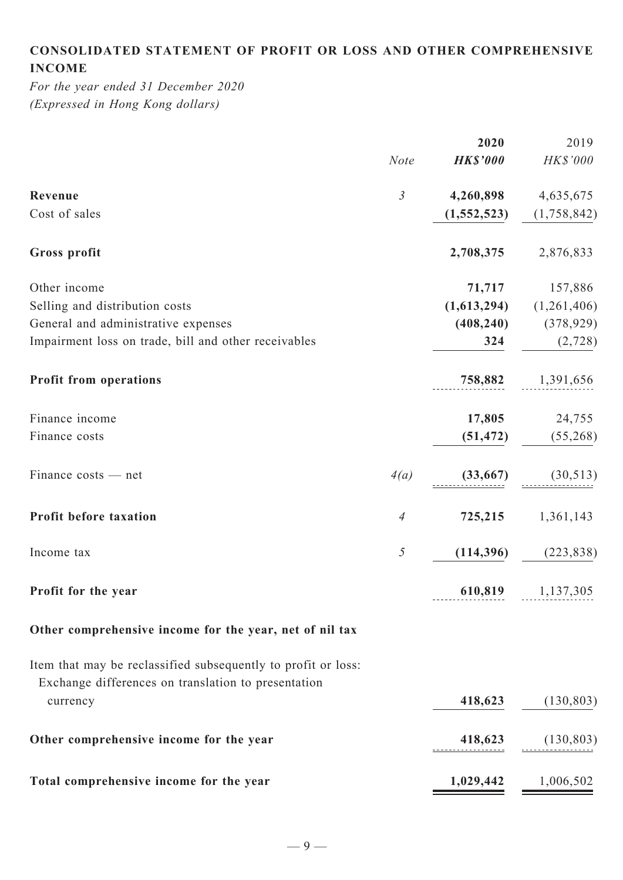## CONSOLIDATED STATEMENT OF PROFIT OR LOSS AND OTHER COMPREHENSIVE INCOME

*For the year ended 31 December 2020*
*(Expressed in Hong Kong dollars)*

| | *Note* | **2020** **HK$'000** | 2019 HK$'000 |
|---|---|---|---|
| **Revenue** | *3* | **4,260,898** | 4,635,675 |
| Cost of sales | | **(1,552,523)** | (1,758,842) |
| **Gross profit** | | **2,708,375** | 2,876,833 |
| Other income | | **71,717** | 157,886 |
| Selling and distribution costs | | **(1,613,294)** | (1,261,406) |
| General and administrative expenses | | **(408,240)** | (378,929) |
| Impairment loss on trade, bill and other receivables | | **324** | (2,728) |
| **Profit from operations** | | **758,882** | 1,391,656 |
| Finance income | | **17,805** | 24,755 |
| Finance costs | | **(51,472)** | (55,268) |
| Finance costs — net | *4(a)* | **(33,667)** | (30,513) |
| **Profit before taxation** | *4* | **725,215** | 1,361,143 |
| Income tax | *5* | **(114,396)** | (223,838) |
| **Profit for the year** | | **610,819** | 1,137,305 |
| **Other comprehensive income for the year, net of nil tax** | | | |
| Item that may be reclassified subsequently to profit or loss: | | | |
| Exchange differences on translation to presentation currency | | **418,623** | (130,803) |
| **Other comprehensive income for the year** | | **418,623** | (130,803) |
| **Total comprehensive income for the year** | | **1,029,442** | 1,006,502 |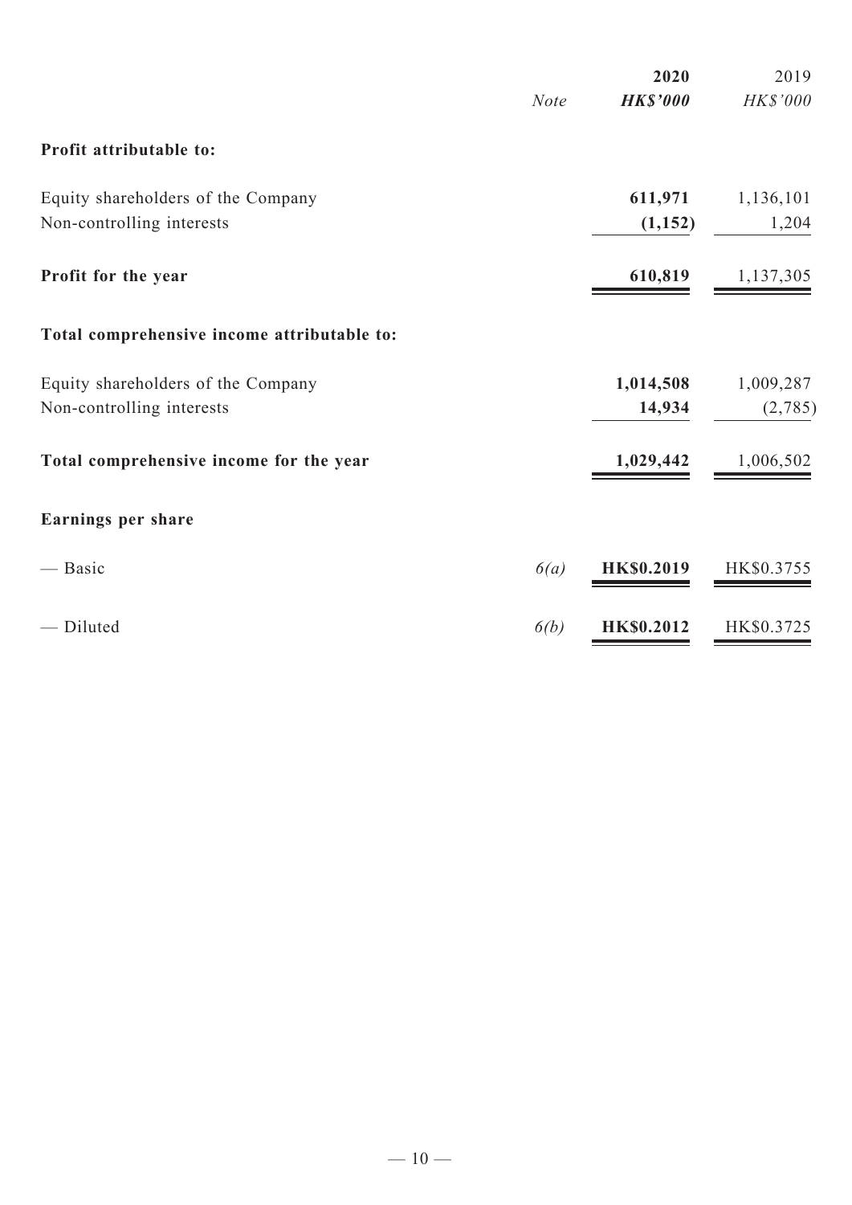| | Note | 2020 | 2019 |
|---|---|---|---|
| | | ***HK$'000*** | *HK$'000* |
| **Profit attributable to:** | | | |
| Equity shareholders of the Company | | **611,971** | 1,136,101 |
| Non-controlling interests | | **(1,152)** | 1,204 |
| **Profit for the year** | | **610,819** | 1,137,305 |
| **Total comprehensive income attributable to:** | | | |
| Equity shareholders of the Company | | **1,014,508** | 1,009,287 |
| Non-controlling interests | | **14,934** | (2,785) |
| **Total comprehensive income for the year** | | **1,029,442** | 1,006,502 |
| **Earnings per share** | | | |
| — Basic | *6(a)* | **HK$0.2019** | HK$0.3755 |
| — Diluted | *6(b)* | **HK$0.2012** | HK$0.3725 |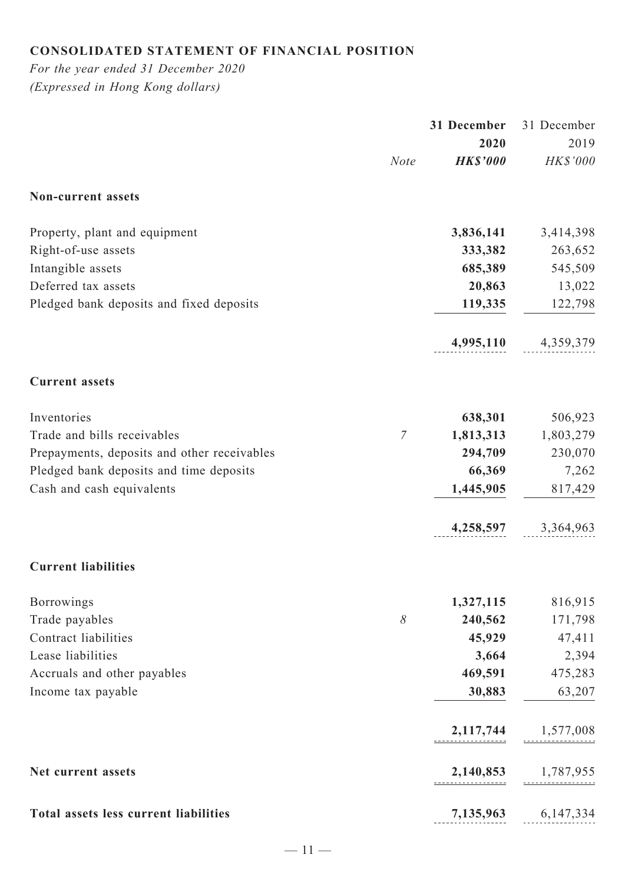## CONSOLIDATED STATEMENT OF FINANCIAL POSITION

*For the year ended 31 December 2020*
*(Expressed in Hong Kong dollars)*

| | Note | 31 December 2020 HK$'000 | 31 December 2019 HK$'000 |
|---|---|---|---|
| **Non-current assets** | | | |
| Property, plant and equipment | | **3,836,141** | 3,414,398 |
| Right-of-use assets | | **333,382** | 263,652 |
| Intangible assets | | **685,389** | 545,509 |
| Deferred tax assets | | **20,863** | 13,022 |
| Pledged bank deposits and fixed deposits | | **119,335** | 122,798 |
| | | **4,995,110** | 4,359,379 |
| **Current assets** | | | |
| Inventories | | **638,301** | 506,923 |
| Trade and bills receivables | 7 | **1,813,313** | 1,803,279 |
| Prepayments, deposits and other receivables | | **294,709** | 230,070 |
| Pledged bank deposits and time deposits | | **66,369** | 7,262 |
| Cash and cash equivalents | | **1,445,905** | 817,429 |
| | | **4,258,597** | 3,364,963 |
| **Current liabilities** | | | |
| Borrowings | | **1,327,115** | 816,915 |
| Trade payables | 8 | **240,562** | 171,798 |
| Contract liabilities | | **45,929** | 47,411 |
| Lease liabilities | | **3,664** | 2,394 |
| Accruals and other payables | | **469,591** | 475,283 |
| Income tax payable | | **30,883** | 63,207 |
| | | **2,117,744** | 1,577,008 |
| **Net current assets** | | **2,140,853** | 1,787,955 |
| **Total assets less current liabilities** | | **7,135,963** | 6,147,334 |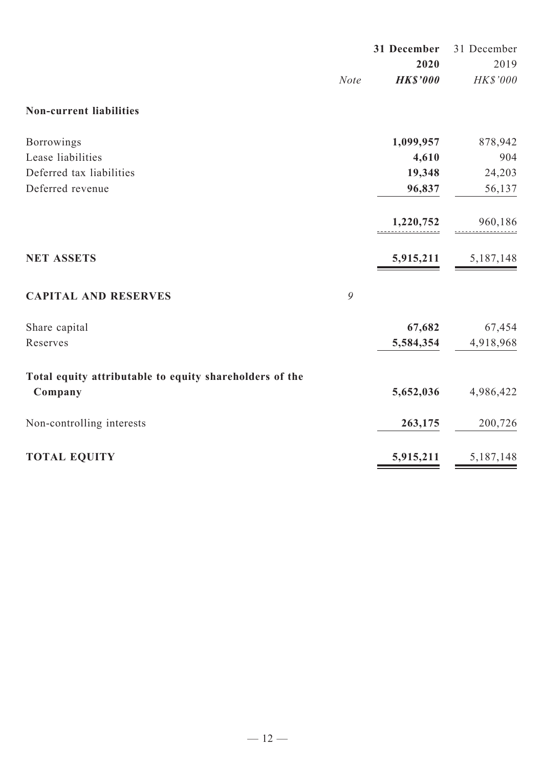| | Note | 31 December 2020 HK$'000 | 31 December 2019 HK$'000 |
|---|---|---|---|
| **Non-current liabilities** | | | |
| Borrowings | | **1,099,957** | 878,942 |
| Lease liabilities | | **4,610** | 904 |
| Deferred tax liabilities | | **19,348** | 24,203 |
| Deferred revenue | | **96,837** | 56,137 |
| | | **1,220,752** | 960,186 |
| **NET ASSETS** | | **5,915,211** | 5,187,148 |
| **CAPITAL AND RESERVES** | *9* | | |
| Share capital | | **67,682** | 67,454 |
| Reserves | | **5,584,354** | 4,918,968 |
| **Total equity attributable to equity shareholders of the Company** | | **5,652,036** | 4,986,422 |
| Non-controlling interests | | **263,175** | 200,726 |
| **TOTAL EQUITY** | | **5,915,211** | 5,187,148 |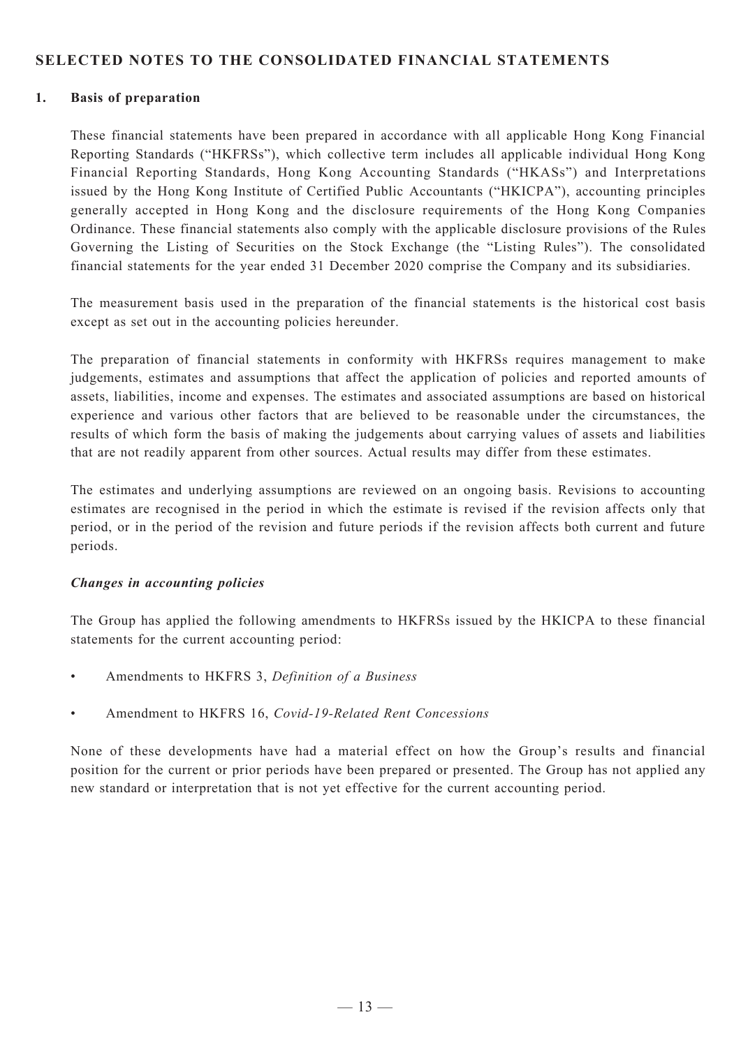## SELECTED NOTES TO THE CONSOLIDATED FINANCIAL STATEMENTS

### 1. Basis of preparation

These financial statements have been prepared in accordance with all applicable Hong Kong Financial Reporting Standards ("HKFRSs"), which collective term includes all applicable individual Hong Kong Financial Reporting Standards, Hong Kong Accounting Standards ("HKASs") and Interpretations issued by the Hong Kong Institute of Certified Public Accountants ("HKICPA"), accounting principles generally accepted in Hong Kong and the disclosure requirements of the Hong Kong Companies Ordinance. These financial statements also comply with the applicable disclosure provisions of the Rules Governing the Listing of Securities on the Stock Exchange (the "Listing Rules"). The consolidated financial statements for the year ended 31 December 2020 comprise the Company and its subsidiaries.

The measurement basis used in the preparation of the financial statements is the historical cost basis except as set out in the accounting policies hereunder.

The preparation of financial statements in conformity with HKFRSs requires management to make judgements, estimates and assumptions that affect the application of policies and reported amounts of assets, liabilities, income and expenses. The estimates and associated assumptions are based on historical experience and various other factors that are believed to be reasonable under the circumstances, the results of which form the basis of making the judgements about carrying values of assets and liabilities that are not readily apparent from other sources. Actual results may differ from these estimates.

The estimates and underlying assumptions are reviewed on an ongoing basis. Revisions to accounting estimates are recognised in the period in which the estimate is revised if the revision affects only that period, or in the period of the revision and future periods if the revision affects both current and future periods.

***Changes in accounting policies***

The Group has applied the following amendments to HKFRSs issued by the HKICPA to these financial statements for the current accounting period:

- Amendments to HKFRS 3, *Definition of a Business*
- Amendment to HKFRS 16, *Covid-19-Related Rent Concessions*

None of these developments have had a material effect on how the Group's results and financial position for the current or prior periods have been prepared or presented. The Group has not applied any new standard or interpretation that is not yet effective for the current accounting period.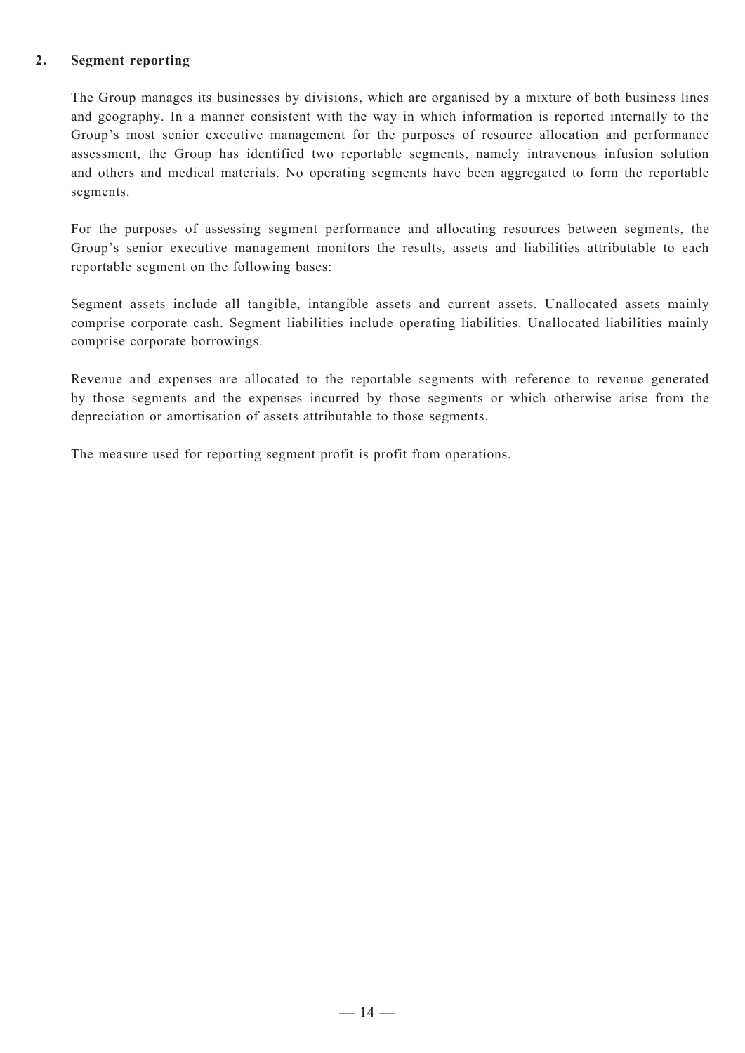## 2. Segment reporting

The Group manages its businesses by divisions, which are organised by a mixture of both business lines and geography. In a manner consistent with the way in which information is reported internally to the Group's most senior executive management for the purposes of resource allocation and performance assessment, the Group has identified two reportable segments, namely intravenous infusion solution and others and medical materials. No operating segments have been aggregated to form the reportable segments.

For the purposes of assessing segment performance and allocating resources between segments, the Group's senior executive management monitors the results, assets and liabilities attributable to each reportable segment on the following bases:

Segment assets include all tangible, intangible assets and current assets. Unallocated assets mainly comprise corporate cash. Segment liabilities include operating liabilities. Unallocated liabilities mainly comprise corporate borrowings.

Revenue and expenses are allocated to the reportable segments with reference to revenue generated by those segments and the expenses incurred by those segments or which otherwise arise from the depreciation or amortisation of assets attributable to those segments.

The measure used for reporting segment profit is profit from operations.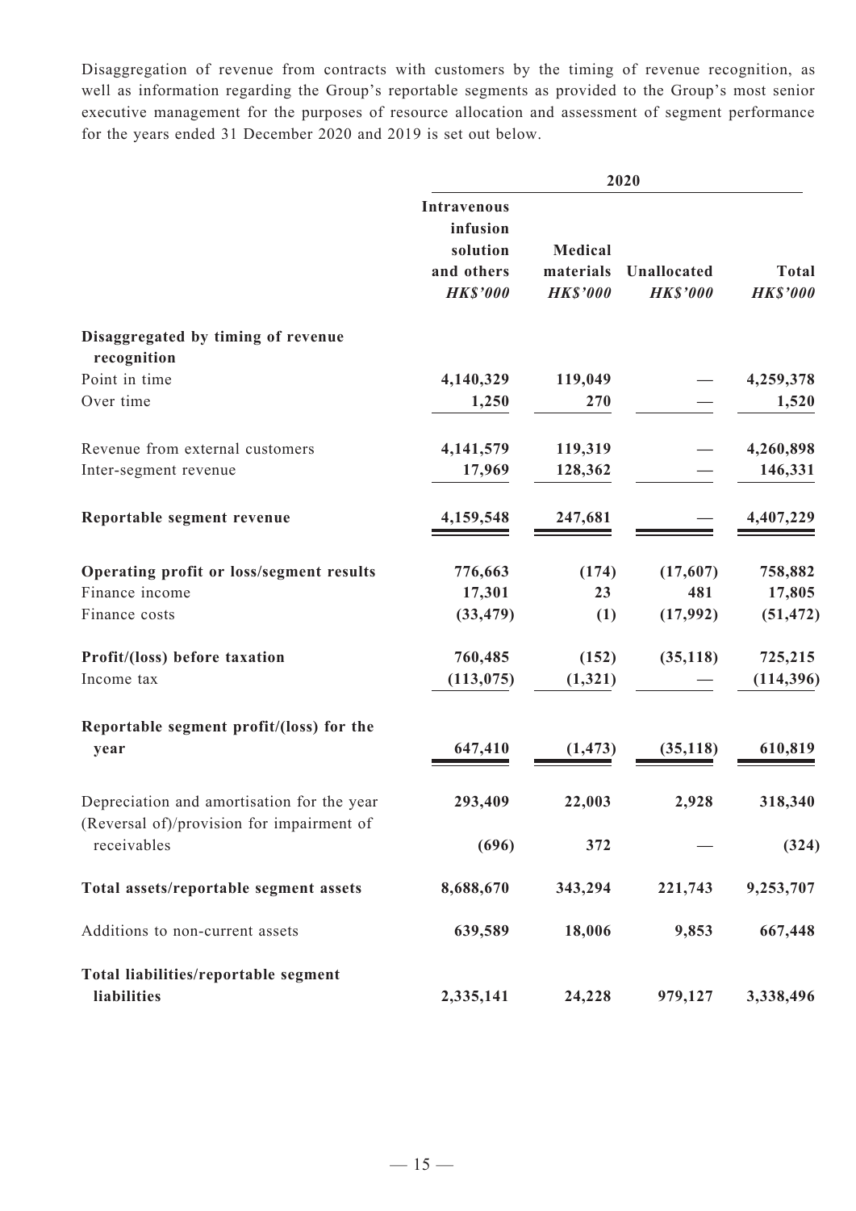Disaggregation of revenue from contracts with customers by the timing of revenue recognition, as well as information regarding the Group's reportable segments as provided to the Group's most senior executive management for the purposes of resource allocation and assessment of segment performance for the years ended 31 December 2020 and 2019 is set out below.

| | 2020 | | | |
|---|---|---|---|---|
| | **Intravenous infusion solution and others** *HK$'000* | **Medical materials** *HK$'000* | **Unallocated** *HK$'000* | **Total** *HK$'000* |
| **Disaggregated by timing of revenue recognition** | | | | |
| Point in time | 4,140,329 | 119,049 | — | 4,259,378 |
| Over time | 1,250 | 270 | — | 1,520 |
| Revenue from external customers | 4,141,579 | 119,319 | — | 4,260,898 |
| Inter-segment revenue | 17,969 | 128,362 | — | 146,331 |
| **Reportable segment revenue** | 4,159,548 | 247,681 | — | 4,407,229 |
| **Operating profit or loss/segment results** | 776,663 | (174) | (17,607) | 758,882 |
| Finance income | 17,301 | 23 | 481 | 17,805 |
| Finance costs | (33,479) | (1) | (17,992) | (51,472) |
| **Profit/(loss) before taxation** | 760,485 | (152) | (35,118) | 725,215 |
| Income tax | (113,075) | (1,321) | — | (114,396) |
| **Reportable segment profit/(loss) for the year** | 647,410 | (1,473) | (35,118) | 610,819 |
| Depreciation and amortisation for the year | 293,409 | 22,003 | 2,928 | 318,340 |
| (Reversal of)/provision for impairment of receivables | (696) | 372 | — | (324) |
| **Total assets/reportable segment assets** | 8,688,670 | 343,294 | 221,743 | 9,253,707 |
| Additions to non-current assets | 639,589 | 18,006 | 9,853 | 667,448 |
| **Total liabilities/reportable segment liabilities** | 2,335,141 | 24,228 | 979,127 | 3,338,496 |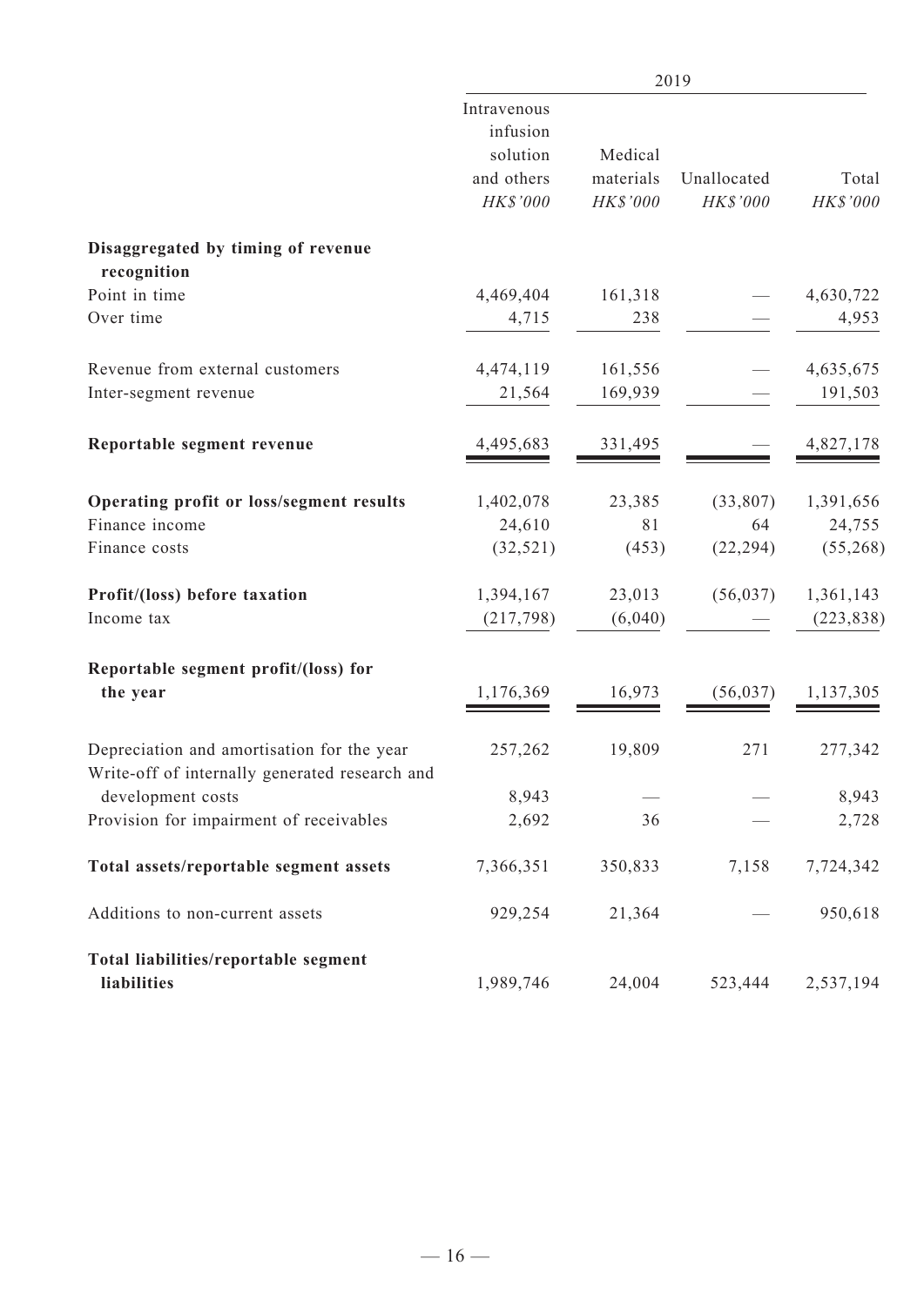| | 2019 | | | |
|---|---|---|---|---|
| | Intravenous infusion solution and others | Medical materials | Unallocated | Total |
| | *HK$'000* | *HK$'000* | *HK$'000* | *HK$'000* |
| **Disaggregated by timing of revenue recognition** | | | | |
| Point in time | 4,469,404 | 161,318 | — | 4,630,722 |
| Over time | 4,715 | 238 | — | 4,953 |
| Revenue from external customers | 4,474,119 | 161,556 | — | 4,635,675 |
| Inter-segment revenue | 21,564 | 169,939 | — | 191,503 |
| **Reportable segment revenue** | 4,495,683 | 331,495 | — | 4,827,178 |
| **Operating profit or loss/segment results** | 1,402,078 | 23,385 | (33,807) | 1,391,656 |
| Finance income | 24,610 | 81 | 64 | 24,755 |
| Finance costs | (32,521) | (453) | (22,294) | (55,268) |
| **Profit/(loss) before taxation** | 1,394,167 | 23,013 | (56,037) | 1,361,143 |
| Income tax | (217,798) | (6,040) | — | (223,838) |
| **Reportable segment profit/(loss) for the year** | 1,176,369 | 16,973 | (56,037) | 1,137,305 |
| Depreciation and amortisation for the year | 257,262 | 19,809 | 271 | 277,342 |
| Write-off of internally generated research and development costs | 8,943 | — | — | 8,943 |
| Provision for impairment of receivables | 2,692 | 36 | — | 2,728 |
| **Total assets/reportable segment assets** | 7,366,351 | 350,833 | 7,158 | 7,724,342 |
| Additions to non-current assets | 929,254 | 21,364 | — | 950,618 |
| **Total liabilities/reportable segment liabilities** | 1,989,746 | 24,004 | 523,444 | 2,537,194 |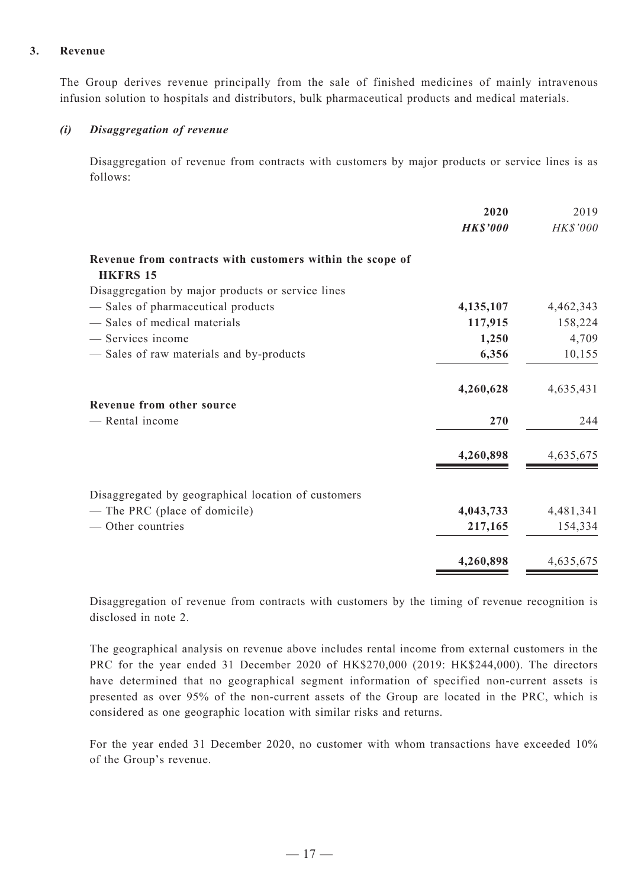## 3. Revenue

The Group derives revenue principally from the sale of finished medicines of mainly intravenous infusion solution to hospitals and distributors, bulk pharmaceutical products and medical materials.

### *(i) Disaggregation of revenue*

Disaggregation of revenue from contracts with customers by major products or service lines is as follows:

| | 2020 | 2019 |
|---|---|---|
| | ***HK$'000*** | *HK$'000* |
| **Revenue from contracts with customers within the scope of HKFRS 15** | | |
| Disaggregation by major products or service lines | | |
| — Sales of pharmaceutical products | **4,135,107** | 4,462,343 |
| — Sales of medical materials | **117,915** | 158,224 |
| — Services income | **1,250** | 4,709 |
| — Sales of raw materials and by-products | **6,356** | 10,155 |
| | **4,260,628** | 4,635,431 |
| **Revenue from other source** | | |
| — Rental income | **270** | 244 |
| | **4,260,898** | 4,635,675 |
| Disaggregated by geographical location of customers | | |
| — The PRC (place of domicile) | **4,043,733** | 4,481,341 |
| — Other countries | **217,165** | 154,334 |
| | **4,260,898** | 4,635,675 |

Disaggregation of revenue from contracts with customers by the timing of revenue recognition is disclosed in note 2.

The geographical analysis on revenue above includes rental income from external customers in the PRC for the year ended 31 December 2020 of HK$270,000 (2019: HK$244,000). The directors have determined that no geographical segment information of specified non-current assets is presented as over 95% of the non-current assets of the Group are located in the PRC, which is considered as one geographic location with similar risks and returns.

For the year ended 31 December 2020, no customer with whom transactions have exceeded 10% of the Group's revenue.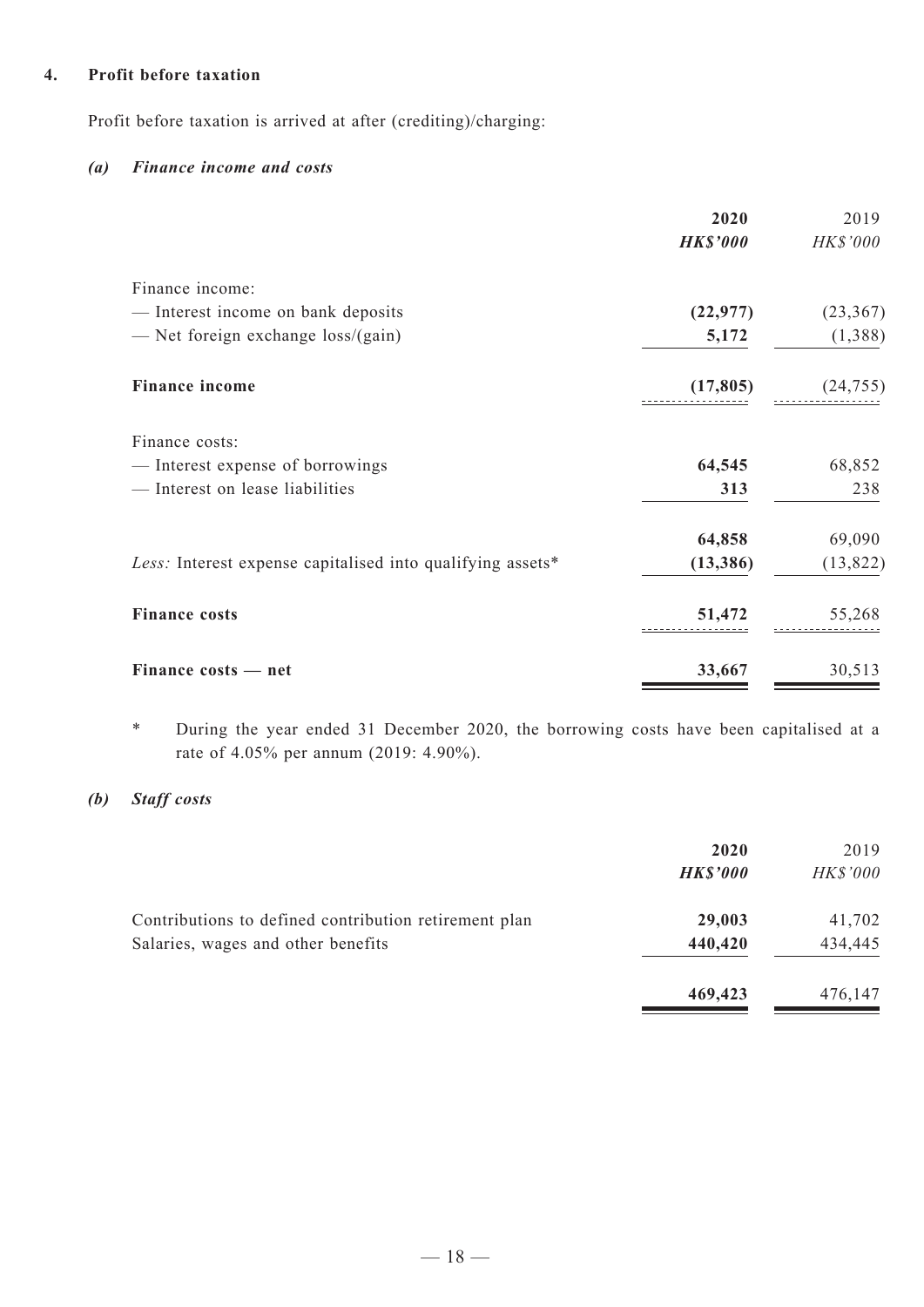### 4. Profit before taxation

Profit before taxation is arrived at after (crediting)/charging:

#### *(a) Finance income and costs*

| | **2020** | 2019 |
|---|---|---|
| | ***HK$'000*** | *HK$'000* |
| Finance income: | | |
| — Interest income on bank deposits | **(22,977)** | (23,367) |
| — Net foreign exchange loss/(gain) | **5,172** | (1,388) |
| **Finance income** | **(17,805)** | (24,755) |
| Finance costs: | | |
| — Interest expense of borrowings | **64,545** | 68,852 |
| — Interest on lease liabilities | **313** | 238 |
| | **64,858** | 69,090 |
| *Less:* Interest expense capitalised into qualifying assets* | **(13,386)** | (13,822) |
| **Finance costs** | **51,472** | 55,268 |
| **Finance costs — net** | **33,667** | 30,513 |

\* During the year ended 31 December 2020, the borrowing costs have been capitalised at a rate of 4.05% per annum (2019: 4.90%).

#### *(b) Staff costs*

| | **2020** | 2019 |
|---|---|---|
| | ***HK$'000*** | *HK$'000* |
| Contributions to defined contribution retirement plan | **29,003** | 41,702 |
| Salaries, wages and other benefits | **440,420** | 434,445 |
| | **469,423** | 476,147 |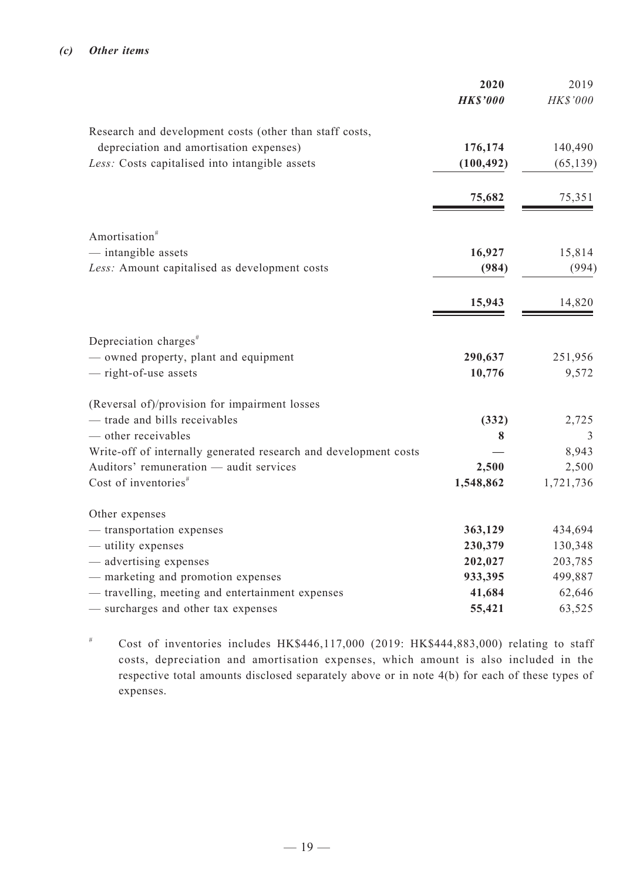*(c)* ***Other items***

| | **2020** | 2019 |
|---|---|---|
| | ***HK$'000*** | *HK$'000* |
| Research and development costs (other than staff costs, depreciation and amortisation expenses) | **176,174** | 140,490 |
| *Less:* Costs capitalised into intangible assets | **(100,492)** | (65,139) |
| | **75,682** | 75,351 |
| Amortisation# | | |
| — intangible assets | **16,927** | 15,814 |
| *Less:* Amount capitalised as development costs | **(984)** | (994) |
| | **15,943** | 14,820 |
| Depreciation charges# | | |
| — owned property, plant and equipment | **290,637** | 251,956 |
| — right-of-use assets | **10,776** | 9,572 |
| (Reversal of)/provision for impairment losses | | |
| — trade and bills receivables | **(332)** | 2,725 |
| — other receivables | **8** | 3 |
| Write-off of internally generated research and development costs | **—** | 8,943 |
| Auditors' remuneration — audit services | **2,500** | 2,500 |
| Cost of inventories# | **1,548,862** | 1,721,736 |
| Other expenses | | |
| — transportation expenses | **363,129** | 434,694 |
| — utility expenses | **230,379** | 130,348 |
| — advertising expenses | **202,027** | 203,785 |
| — marketing and promotion expenses | **933,395** | 499,887 |
| — travelling, meeting and entertainment expenses | **41,684** | 62,646 |
| — surcharges and other tax expenses | **55,421** | 63,525 |

# Cost of inventories includes HK$446,117,000 (2019: HK$444,883,000) relating to staff costs, depreciation and amortisation expenses, which amount is also included in the respective total amounts disclosed separately above or in note 4(b) for each of these types of expenses.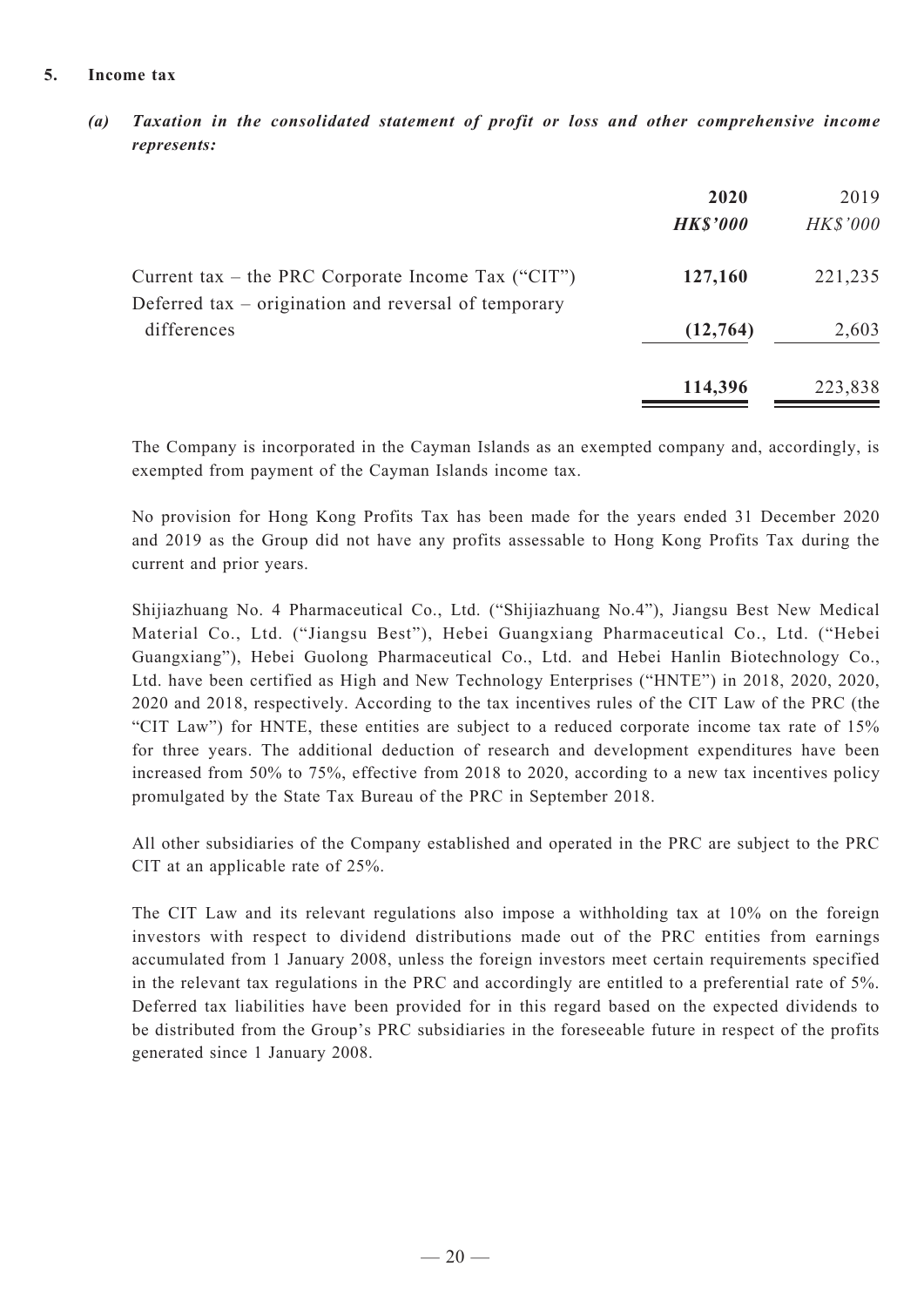## 5. Income tax

### *(a) Taxation in the consolidated statement of profit or loss and other comprehensive income represents:*

| | **2020** | 2019 |
|---|---|---|
| | ***HK$'000*** | *HK$'000* |
| Current tax – the PRC Corporate Income Tax ("CIT") | **127,160** | 221,235 |
| Deferred tax – origination and reversal of temporary differences | **(12,764)** | 2,603 |
| | **114,396** | 223,838 |

The Company is incorporated in the Cayman Islands as an exempted company and, accordingly, is exempted from payment of the Cayman Islands income tax.

No provision for Hong Kong Profits Tax has been made for the years ended 31 December 2020 and 2019 as the Group did not have any profits assessable to Hong Kong Profits Tax during the current and prior years.

Shijiazhuang No. 4 Pharmaceutical Co., Ltd. ("Shijiazhuang No.4"), Jiangsu Best New Medical Material Co., Ltd. ("Jiangsu Best"), Hebei Guangxiang Pharmaceutical Co., Ltd. ("Hebei Guangxiang"), Hebei Guolong Pharmaceutical Co., Ltd. and Hebei Hanlin Biotechnology Co., Ltd. have been certified as High and New Technology Enterprises ("HNTE") in 2018, 2020, 2020, 2020 and 2018, respectively. According to the tax incentives rules of the CIT Law of the PRC (the "CIT Law") for HNTE, these entities are subject to a reduced corporate income tax rate of 15% for three years. The additional deduction of research and development expenditures have been increased from 50% to 75%, effective from 2018 to 2020, according to a new tax incentives policy promulgated by the State Tax Bureau of the PRC in September 2018.

All other subsidiaries of the Company established and operated in the PRC are subject to the PRC CIT at an applicable rate of 25%.

The CIT Law and its relevant regulations also impose a withholding tax at 10% on the foreign investors with respect to dividend distributions made out of the PRC entities from earnings accumulated from 1 January 2008, unless the foreign investors meet certain requirements specified in the relevant tax regulations in the PRC and accordingly are entitled to a preferential rate of 5%. Deferred tax liabilities have been provided for in this regard based on the expected dividends to be distributed from the Group's PRC subsidiaries in the foreseeable future in respect of the profits generated since 1 January 2008.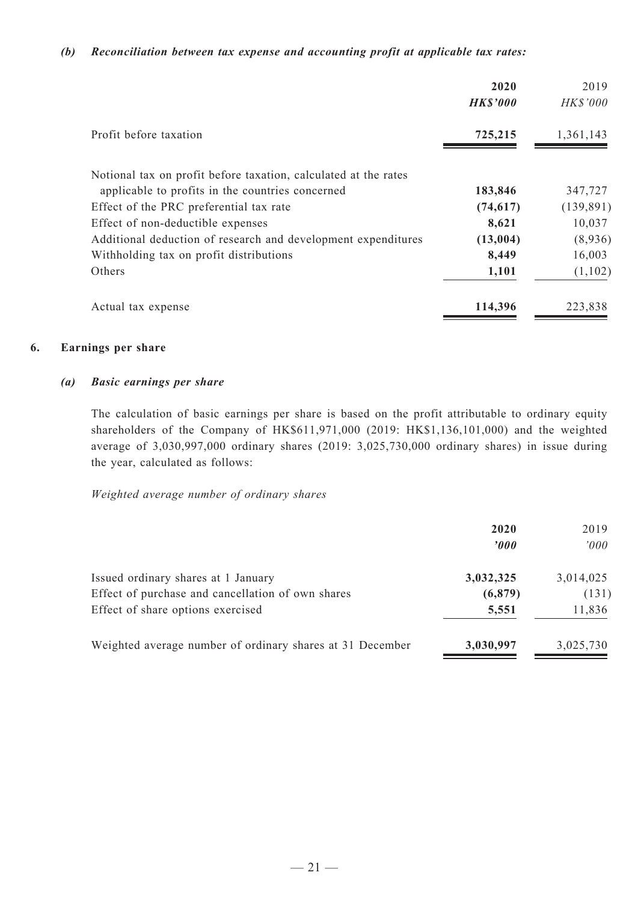***(b) Reconciliation between tax expense and accounting profit at applicable tax rates:***

| | **2020** | 2019 |
|---|---|---|
| | ***HK$'000*** | *HK$'000* |
| Profit before taxation | **725,215** | 1,361,143 |
| Notional tax on profit before taxation, calculated at the rates applicable to profits in the countries concerned | **183,846** | 347,727 |
| Effect of the PRC preferential tax rate | **(74,617)** | (139,891) |
| Effect of non-deductible expenses | **8,621** | 10,037 |
| Additional deduction of research and development expenditures | **(13,004)** | (8,936) |
| Withholding tax on profit distributions | **8,449** | 16,003 |
| Others | **1,101** | (1,102) |
| Actual tax expense | **114,396** | 223,838 |

## 6. Earnings per share

### *(a) Basic earnings per share*

The calculation of basic earnings per share is based on the profit attributable to ordinary equity shareholders of the Company of HK$611,971,000 (2019: HK$1,136,101,000) and the weighted average of 3,030,997,000 ordinary shares (2019: 3,025,730,000 ordinary shares) in issue during the year, calculated as follows:

*Weighted average number of ordinary shares*

| | **2020** | 2019 |
|---|---|---|
| | ***'000*** | *'000* |
| Issued ordinary shares at 1 January | **3,032,325** | 3,014,025 |
| Effect of purchase and cancellation of own shares | **(6,879)** | (131) |
| Effect of share options exercised | **5,551** | 11,836 |
| Weighted average number of ordinary shares at 31 December | **3,030,997** | 3,025,730 |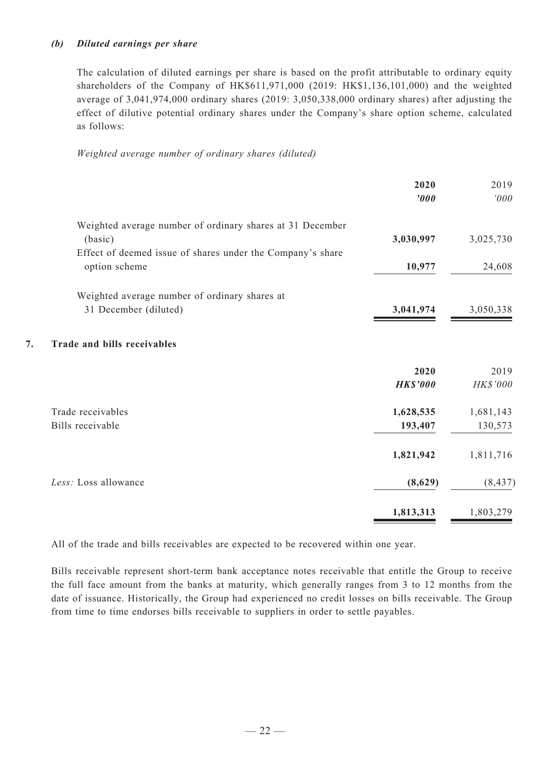*(b) Diluted earnings per share*

The calculation of diluted earnings per share is based on the profit attributable to ordinary equity shareholders of the Company of HK$611,971,000 (2019: HK$1,136,101,000) and the weighted average of 3,041,974,000 ordinary shares (2019: 3,050,338,000 ordinary shares) after adjusting the effect of dilutive potential ordinary shares under the Company's share option scheme, calculated as follows:

*Weighted average number of ordinary shares (diluted)*

| | **2020** | 2019 |
|---|---|---|
| | ***'000*** | *'000* |
| Weighted average number of ordinary shares at 31 December (basic) | **3,030,997** | 3,025,730 |
| Effect of deemed issue of shares under the Company's share option scheme | **10,977** | 24,608 |
| Weighted average number of ordinary shares at 31 December (diluted) | **3,041,974** | 3,050,338 |

## 7. Trade and bills receivables

| | **2020** | 2019 |
|---|---|---|
| | ***HK$'000*** | *HK$'000* |
| Trade receivables | **1,628,535** | 1,681,143 |
| Bills receivable | **193,407** | 130,573 |
| | **1,821,942** | 1,811,716 |
| *Less:* Loss allowance | **(8,629)** | (8,437) |
| | **1,813,313** | 1,803,279 |

All of the trade and bills receivables are expected to be recovered within one year.

Bills receivable represent short-term bank acceptance notes receivable that entitle the Group to receive the full face amount from the banks at maturity, which generally ranges from 3 to 12 months from the date of issuance. Historically, the Group had experienced no credit losses on bills receivable. The Group from time to time endorses bills receivable to suppliers in order to settle payables.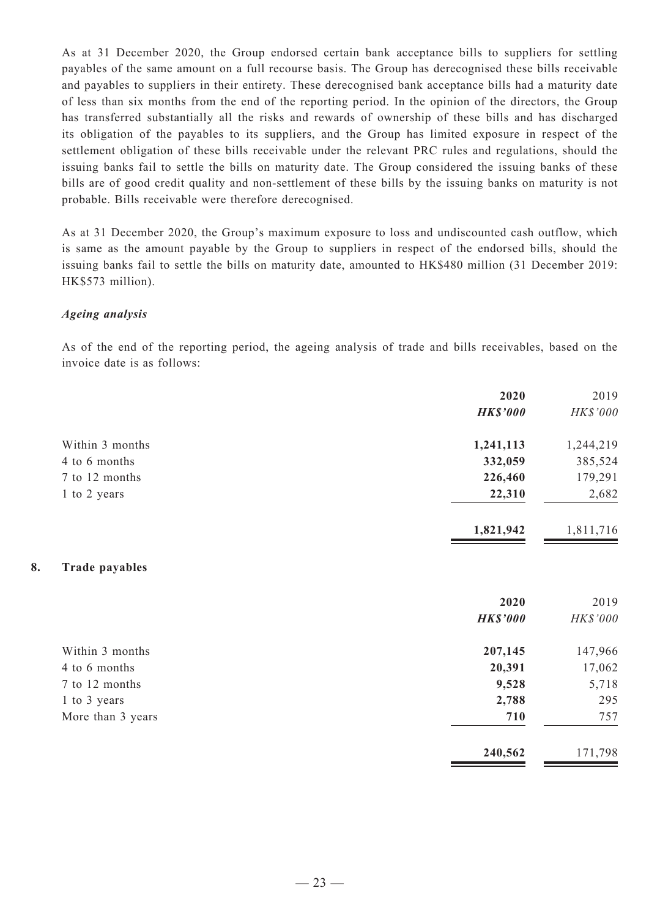As at 31 December 2020, the Group endorsed certain bank acceptance bills to suppliers for settling payables of the same amount on a full recourse basis. The Group has derecognised these bills receivable and payables to suppliers in their entirety. These derecognised bank acceptance bills had a maturity date of less than six months from the end of the reporting period. In the opinion of the directors, the Group has transferred substantially all the risks and rewards of ownership of these bills and has discharged its obligation of the payables to its suppliers, and the Group has limited exposure in respect of the settlement obligation of these bills receivable under the relevant PRC rules and regulations, should the issuing banks fail to settle the bills on maturity date. The Group considered the issuing banks of these bills are of good credit quality and non-settlement of these bills by the issuing banks on maturity is not probable. Bills receivable were therefore derecognised.

As at 31 December 2020, the Group's maximum exposure to loss and undiscounted cash outflow, which is same as the amount payable by the Group to suppliers in respect of the endorsed bills, should the issuing banks fail to settle the bills on maturity date, amounted to HK$480 million (31 December 2019: HK$573 million).

***Ageing analysis***

As of the end of the reporting period, the ageing analysis of trade and bills receivables, based on the invoice date is as follows:

| | **2020** | 2019 |
|---|---|---|
| | ***HK$'000*** | *HK$'000* |
| Within 3 months | **1,241,113** | 1,244,219 |
| 4 to 6 months | **332,059** | 385,524 |
| 7 to 12 months | **226,460** | 179,291 |
| 1 to 2 years | **22,310** | 2,682 |
| | **1,821,942** | 1,811,716 |

## 8. Trade payables

| | **2020** | 2019 |
|---|---|---|
| | ***HK$'000*** | *HK$'000* |
| Within 3 months | **207,145** | 147,966 |
| 4 to 6 months | **20,391** | 17,062 |
| 7 to 12 months | **9,528** | 5,718 |
| 1 to 3 years | **2,788** | 295 |
| More than 3 years | **710** | 757 |
| | **240,562** | 171,798 |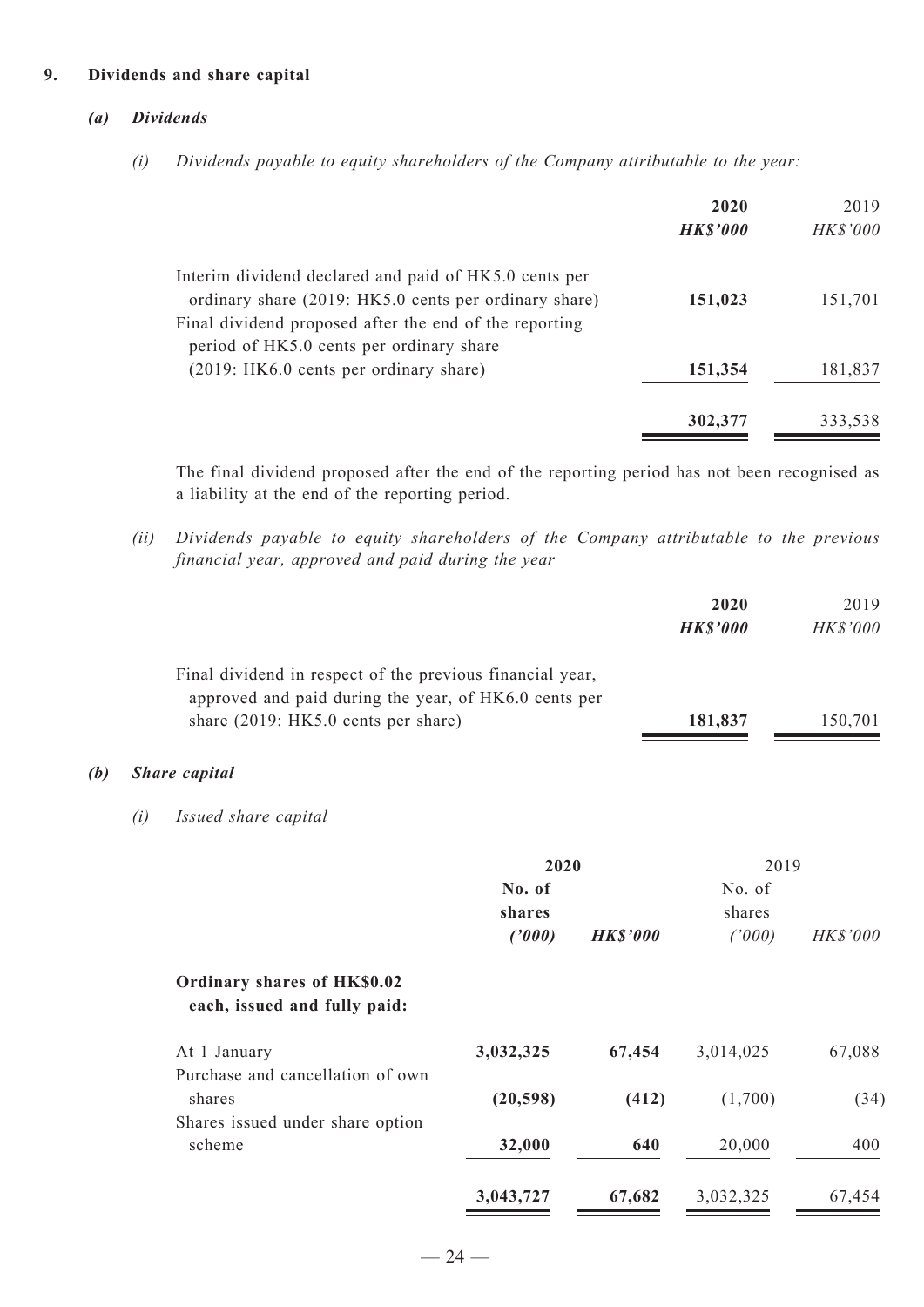## 9. Dividends and share capital

### *(a) Dividends*

*(i) Dividends payable to equity shareholders of the Company attributable to the year:*

| | **2020** | 2019 |
|---|---|---|
| | ***HK$'000*** | *HK$'000* |
| Interim dividend declared and paid of HK5.0 cents per ordinary share (2019: HK5.0 cents per ordinary share) | **151,023** | 151,701 |
| Final dividend proposed after the end of the reporting period of HK5.0 cents per ordinary share (2019: HK6.0 cents per ordinary share) | **151,354** | 181,837 |
| | **302,377** | 333,538 |

The final dividend proposed after the end of the reporting period has not been recognised as a liability at the end of the reporting period.

*(ii) Dividends payable to equity shareholders of the Company attributable to the previous financial year, approved and paid during the year*

| | **2020** | 2019 |
|---|---|---|
| | ***HK$'000*** | *HK$'000* |
| Final dividend in respect of the previous financial year, approved and paid during the year, of HK6.0 cents per share (2019: HK5.0 cents per share) | **181,837** | 150,701 |

### *(b) Share capital*

*(i) Issued share capital*

| | **2020** | | 2019 | |
|---|---|---|---|---|
| | **No. of shares *('000)*** | ***HK$'000*** | No. of shares *('000)* | *HK$'000* |
| **Ordinary shares of HK$0.02 each, issued and fully paid:** | | | | |
| At 1 January | **3,032,325** | **67,454** | 3,014,025 | 67,088 |
| Purchase and cancellation of own shares | **(20,598)** | **(412)** | (1,700) | (34) |
| Shares issued under share option scheme | **32,000** | **640** | 20,000 | 400 |
| | **3,043,727** | **67,682** | 3,032,325 | 67,454 |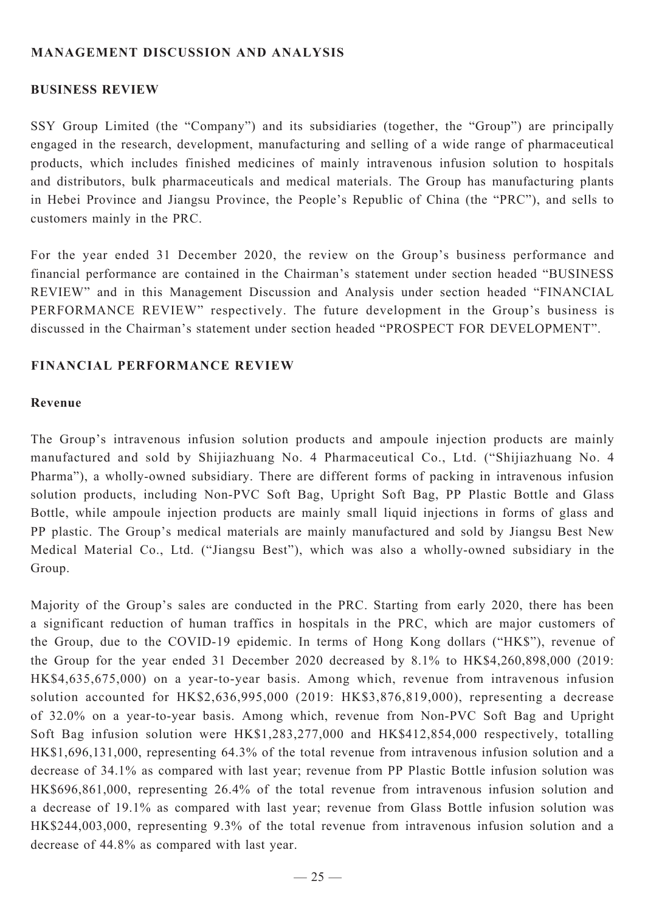## MANAGEMENT DISCUSSION AND ANALYSIS

### BUSINESS REVIEW

SSY Group Limited (the "Company") and its subsidiaries (together, the "Group") are principally engaged in the research, development, manufacturing and selling of a wide range of pharmaceutical products, which includes finished medicines of mainly intravenous infusion solution to hospitals and distributors, bulk pharmaceuticals and medical materials. The Group has manufacturing plants in Hebei Province and Jiangsu Province, the People's Republic of China (the "PRC"), and sells to customers mainly in the PRC.

For the year ended 31 December 2020, the review on the Group's business performance and financial performance are contained in the Chairman's statement under section headed "BUSINESS REVIEW" and in this Management Discussion and Analysis under section headed "FINANCIAL PERFORMANCE REVIEW" respectively. The future development in the Group's business is discussed in the Chairman's statement under section headed "PROSPECT FOR DEVELOPMENT".

### FINANCIAL PERFORMANCE REVIEW

#### Revenue

The Group's intravenous infusion solution products and ampoule injection products are mainly manufactured and sold by Shijiazhuang No. 4 Pharmaceutical Co., Ltd. ("Shijiazhuang No. 4 Pharma"), a wholly-owned subsidiary. There are different forms of packing in intravenous infusion solution products, including Non-PVC Soft Bag, Upright Soft Bag, PP Plastic Bottle and Glass Bottle, while ampoule injection products are mainly small liquid injections in forms of glass and PP plastic. The Group's medical materials are mainly manufactured and sold by Jiangsu Best New Medical Material Co., Ltd. ("Jiangsu Best"), which was also a wholly-owned subsidiary in the Group.

Majority of the Group's sales are conducted in the PRC. Starting from early 2020, there has been a significant reduction of human traffics in hospitals in the PRC, which are major customers of the Group, due to the COVID-19 epidemic. In terms of Hong Kong dollars ("HK$"), revenue of the Group for the year ended 31 December 2020 decreased by 8.1% to HK$4,260,898,000 (2019: HK$4,635,675,000) on a year-to-year basis. Among which, revenue from intravenous infusion solution accounted for HK$2,636,995,000 (2019: HK$3,876,819,000), representing a decrease of 32.0% on a year-to-year basis. Among which, revenue from Non-PVC Soft Bag and Upright Soft Bag infusion solution were HK$1,283,277,000 and HK$412,854,000 respectively, totalling HK$1,696,131,000, representing 64.3% of the total revenue from intravenous infusion solution and a decrease of 34.1% as compared with last year; revenue from PP Plastic Bottle infusion solution was HK$696,861,000, representing 26.4% of the total revenue from intravenous infusion solution and a decrease of 19.1% as compared with last year; revenue from Glass Bottle infusion solution was HK$244,003,000, representing 9.3% of the total revenue from intravenous infusion solution and a decrease of 44.8% as compared with last year.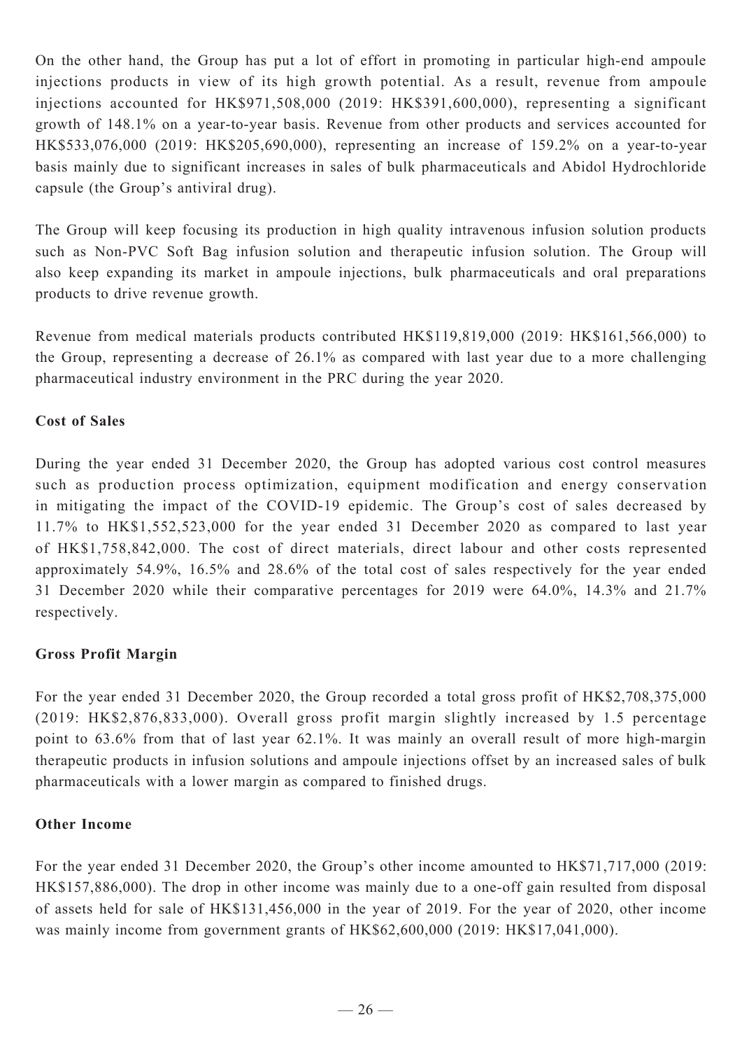On the other hand, the Group has put a lot of effort in promoting in particular high-end ampoule injections products in view of its high growth potential. As a result, revenue from ampoule injections accounted for HK$971,508,000 (2019: HK$391,600,000), representing a significant growth of 148.1% on a year-to-year basis. Revenue from other products and services accounted for HK$533,076,000 (2019: HK$205,690,000), representing an increase of 159.2% on a year-to-year basis mainly due to significant increases in sales of bulk pharmaceuticals and Abidol Hydrochloride capsule (the Group's antiviral drug).

The Group will keep focusing its production in high quality intravenous infusion solution products such as Non-PVC Soft Bag infusion solution and therapeutic infusion solution. The Group will also keep expanding its market in ampoule injections, bulk pharmaceuticals and oral preparations products to drive revenue growth.

Revenue from medical materials products contributed HK$119,819,000 (2019: HK$161,566,000) to the Group, representing a decrease of 26.1% as compared with last year due to a more challenging pharmaceutical industry environment in the PRC during the year 2020.

**Cost of Sales**

During the year ended 31 December 2020, the Group has adopted various cost control measures such as production process optimization, equipment modification and energy conservation in mitigating the impact of the COVID-19 epidemic. The Group's cost of sales decreased by 11.7% to HK$1,552,523,000 for the year ended 31 December 2020 as compared to last year of HK$1,758,842,000. The cost of direct materials, direct labour and other costs represented approximately 54.9%, 16.5% and 28.6% of the total cost of sales respectively for the year ended 31 December 2020 while their comparative percentages for 2019 were 64.0%, 14.3% and 21.7% respectively.

**Gross Profit Margin**

For the year ended 31 December 2020, the Group recorded a total gross profit of HK$2,708,375,000 (2019: HK$2,876,833,000). Overall gross profit margin slightly increased by 1.5 percentage point to 63.6% from that of last year 62.1%. It was mainly an overall result of more high-margin therapeutic products in infusion solutions and ampoule injections offset by an increased sales of bulk pharmaceuticals with a lower margin as compared to finished drugs.

**Other Income**

For the year ended 31 December 2020, the Group's other income amounted to HK$71,717,000 (2019: HK$157,886,000). The drop in other income was mainly due to a one-off gain resulted from disposal of assets held for sale of HK$131,456,000 in the year of 2019. For the year of 2020, other income was mainly income from government grants of HK$62,600,000 (2019: HK$17,041,000).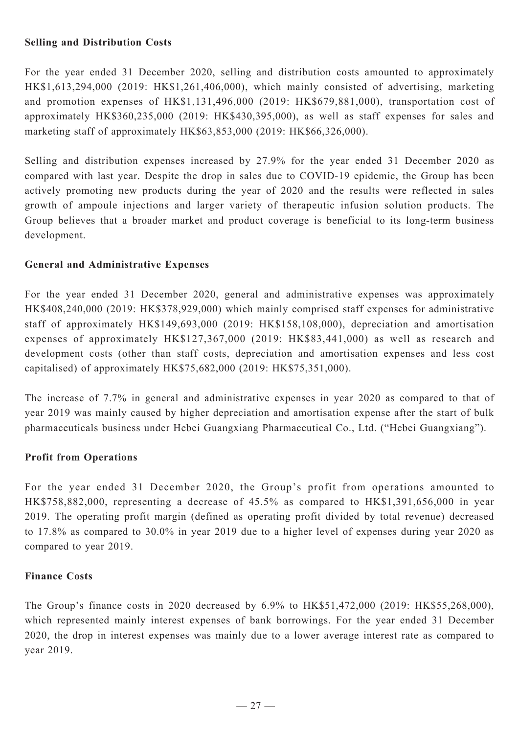**Selling and Distribution Costs**

For the year ended 31 December 2020, selling and distribution costs amounted to approximately HK$1,613,294,000 (2019: HK$1,261,406,000), which mainly consisted of advertising, marketing and promotion expenses of HK$1,131,496,000 (2019: HK$679,881,000), transportation cost of approximately HK$360,235,000 (2019: HK$430,395,000), as well as staff expenses for sales and marketing staff of approximately HK$63,853,000 (2019: HK$66,326,000).

Selling and distribution expenses increased by 27.9% for the year ended 31 December 2020 as compared with last year. Despite the drop in sales due to COVID-19 epidemic, the Group has been actively promoting new products during the year of 2020 and the results were reflected in sales growth of ampoule injections and larger variety of therapeutic infusion solution products. The Group believes that a broader market and product coverage is beneficial to its long-term business development.

**General and Administrative Expenses**

For the year ended 31 December 2020, general and administrative expenses was approximately HK$408,240,000 (2019: HK$378,929,000) which mainly comprised staff expenses for administrative staff of approximately HK$149,693,000 (2019: HK$158,108,000), depreciation and amortisation expenses of approximately HK$127,367,000 (2019: HK$83,441,000) as well as research and development costs (other than staff costs, depreciation and amortisation expenses and less cost capitalised) of approximately HK$75,682,000 (2019: HK$75,351,000).

The increase of 7.7% in general and administrative expenses in year 2020 as compared to that of year 2019 was mainly caused by higher depreciation and amortisation expense after the start of bulk pharmaceuticals business under Hebei Guangxiang Pharmaceutical Co., Ltd. ("Hebei Guangxiang").

**Profit from Operations**

For the year ended 31 December 2020, the Group's profit from operations amounted to HK$758,882,000, representing a decrease of 45.5% as compared to HK$1,391,656,000 in year 2019. The operating profit margin (defined as operating profit divided by total revenue) decreased to 17.8% as compared to 30.0% in year 2019 due to a higher level of expenses during year 2020 as compared to year 2019.

**Finance Costs**

The Group's finance costs in 2020 decreased by 6.9% to HK$51,472,000 (2019: HK$55,268,000), which represented mainly interest expenses of bank borrowings. For the year ended 31 December 2020, the drop in interest expenses was mainly due to a lower average interest rate as compared to year 2019.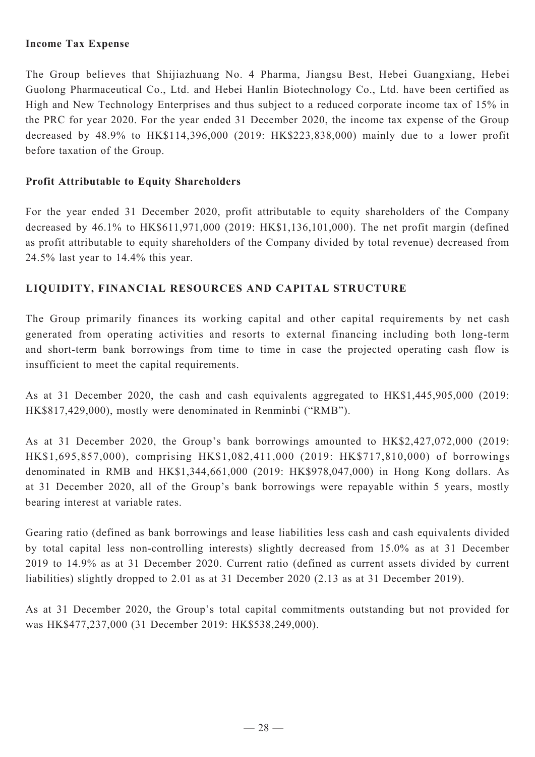**Income Tax Expense**

The Group believes that Shijiazhuang No. 4 Pharma, Jiangsu Best, Hebei Guangxiang, Hebei Guolong Pharmaceutical Co., Ltd. and Hebei Hanlin Biotechnology Co., Ltd. have been certified as High and New Technology Enterprises and thus subject to a reduced corporate income tax of 15% in the PRC for year 2020. For the year ended 31 December 2020, the income tax expense of the Group decreased by 48.9% to HK$114,396,000 (2019: HK$223,838,000) mainly due to a lower profit before taxation of the Group.

**Profit Attributable to Equity Shareholders**

For the year ended 31 December 2020, profit attributable to equity shareholders of the Company decreased by 46.1% to HK$611,971,000 (2019: HK$1,136,101,000). The net profit margin (defined as profit attributable to equity shareholders of the Company divided by total revenue) decreased from 24.5% last year to 14.4% this year.

## LIQUIDITY, FINANCIAL RESOURCES AND CAPITAL STRUCTURE

The Group primarily finances its working capital and other capital requirements by net cash generated from operating activities and resorts to external financing including both long-term and short-term bank borrowings from time to time in case the projected operating cash flow is insufficient to meet the capital requirements.

As at 31 December 2020, the cash and cash equivalents aggregated to HK$1,445,905,000 (2019: HK$817,429,000), mostly were denominated in Renminbi ("RMB").

As at 31 December 2020, the Group's bank borrowings amounted to HK$2,427,072,000 (2019: HK$1,695,857,000), comprising HK$1,082,411,000 (2019: HK$717,810,000) of borrowings denominated in RMB and HK$1,344,661,000 (2019: HK$978,047,000) in Hong Kong dollars. As at 31 December 2020, all of the Group's bank borrowings were repayable within 5 years, mostly bearing interest at variable rates.

Gearing ratio (defined as bank borrowings and lease liabilities less cash and cash equivalents divided by total capital less non-controlling interests) slightly decreased from 15.0% as at 31 December 2019 to 14.9% as at 31 December 2020. Current ratio (defined as current assets divided by current liabilities) slightly dropped to 2.01 as at 31 December 2020 (2.13 as at 31 December 2019).

As at 31 December 2020, the Group's total capital commitments outstanding but not provided for was HK$477,237,000 (31 December 2019: HK$538,249,000).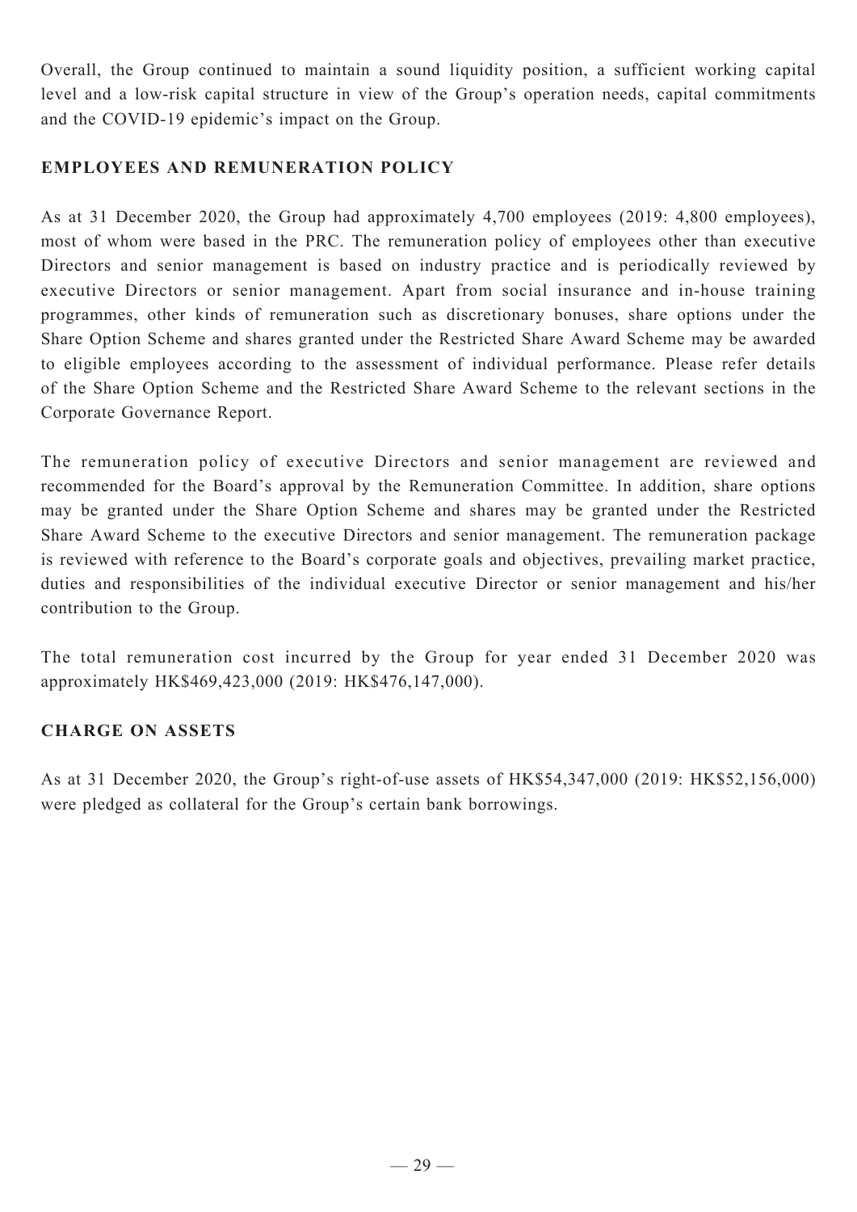Overall, the Group continued to maintain a sound liquidity position, a sufficient working capital level and a low-risk capital structure in view of the Group's operation needs, capital commitments and the COVID-19 epidemic's impact on the Group.

## EMPLOYEES AND REMUNERATION POLICY

As at 31 December 2020, the Group had approximately 4,700 employees (2019: 4,800 employees), most of whom were based in the PRC. The remuneration policy of employees other than executive Directors and senior management is based on industry practice and is periodically reviewed by executive Directors or senior management. Apart from social insurance and in-house training programmes, other kinds of remuneration such as discretionary bonuses, share options under the Share Option Scheme and shares granted under the Restricted Share Award Scheme may be awarded to eligible employees according to the assessment of individual performance. Please refer details of the Share Option Scheme and the Restricted Share Award Scheme to the relevant sections in the Corporate Governance Report.

The remuneration policy of executive Directors and senior management are reviewed and recommended for the Board's approval by the Remuneration Committee. In addition, share options may be granted under the Share Option Scheme and shares may be granted under the Restricted Share Award Scheme to the executive Directors and senior management. The remuneration package is reviewed with reference to the Board's corporate goals and objectives, prevailing market practice, duties and responsibilities of the individual executive Director or senior management and his/her contribution to the Group.

The total remuneration cost incurred by the Group for year ended 31 December 2020 was approximately HK$469,423,000 (2019: HK$476,147,000).

## CHARGE ON ASSETS

As at 31 December 2020, the Group's right-of-use assets of HK$54,347,000 (2019: HK$52,156,000) were pledged as collateral for the Group's certain bank borrowings.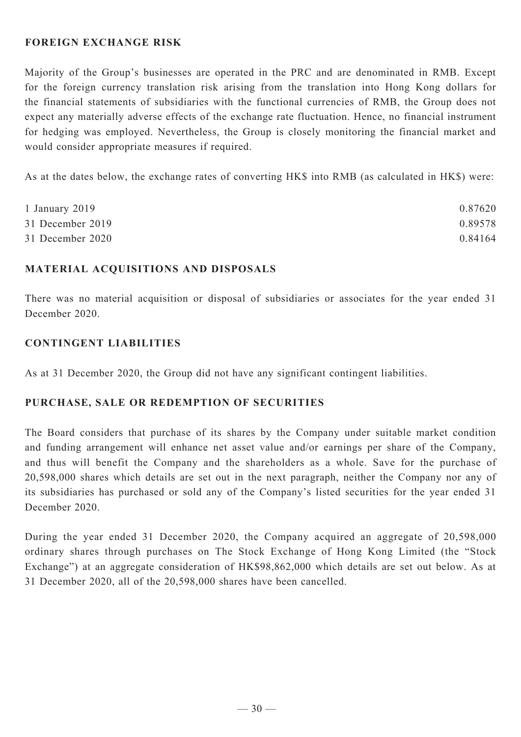## FOREIGN EXCHANGE RISK

Majority of the Group's businesses are operated in the PRC and are denominated in RMB. Except for the foreign currency translation risk arising from the translation into Hong Kong dollars for the financial statements of subsidiaries with the functional currencies of RMB, the Group does not expect any materially adverse effects of the exchange rate fluctuation. Hence, no financial instrument for hedging was employed. Nevertheless, the Group is closely monitoring the financial market and would consider appropriate measures if required.

As at the dates below, the exchange rates of converting HK$ into RMB (as calculated in HK$) were:

| | |
|---|---|
| 1 January 2019 | 0.87620 |
| 31 December 2019 | 0.89578 |
| 31 December 2020 | 0.84164 |

## MATERIAL ACQUISITIONS AND DISPOSALS

There was no material acquisition or disposal of subsidiaries or associates for the year ended 31 December 2020.

## CONTINGENT LIABILITIES

As at 31 December 2020, the Group did not have any significant contingent liabilities.

## PURCHASE, SALE OR REDEMPTION OF SECURITIES

The Board considers that purchase of its shares by the Company under suitable market condition and funding arrangement will enhance net asset value and/or earnings per share of the Company, and thus will benefit the Company and the shareholders as a whole. Save for the purchase of 20,598,000 shares which details are set out in the next paragraph, neither the Company nor any of its subsidiaries has purchased or sold any of the Company's listed securities for the year ended 31 December 2020.

During the year ended 31 December 2020, the Company acquired an aggregate of 20,598,000 ordinary shares through purchases on The Stock Exchange of Hong Kong Limited (the "Stock Exchange") at an aggregate consideration of HK$98,862,000 which details are set out below. As at 31 December 2020, all of the 20,598,000 shares have been cancelled.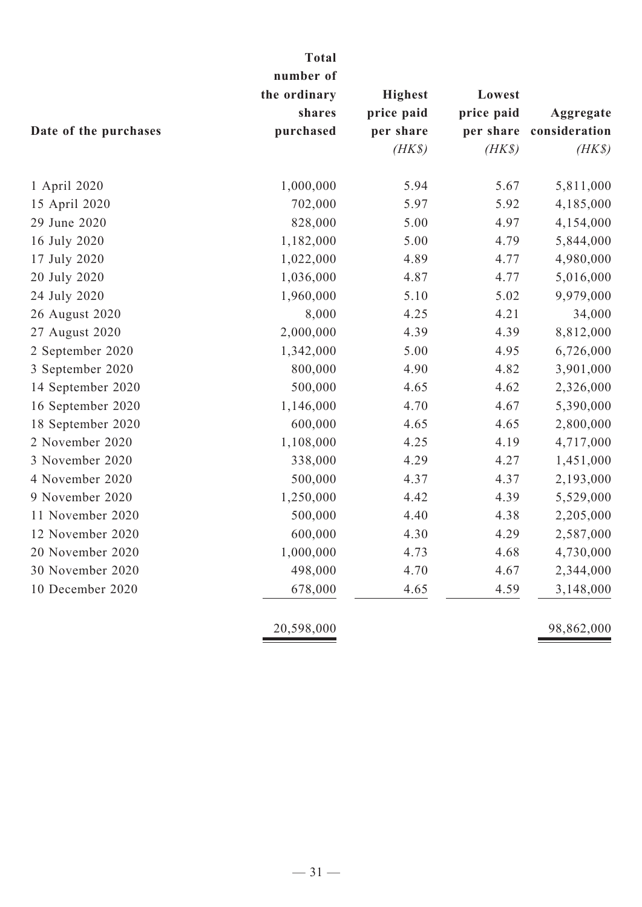| Date of the purchases | Total number of the ordinary shares purchased | Highest price paid per share *(HK$)* | Lowest price paid per share *(HK$)* | Aggregate consideration *(HK$)* |
|---|---|---|---|---|
| 1 April 2020 | 1,000,000 | 5.94 | 5.67 | 5,811,000 |
| 15 April 2020 | 702,000 | 5.97 | 5.92 | 4,185,000 |
| 29 June 2020 | 828,000 | 5.00 | 4.97 | 4,154,000 |
| 16 July 2020 | 1,182,000 | 5.00 | 4.79 | 5,844,000 |
| 17 July 2020 | 1,022,000 | 4.89 | 4.77 | 4,980,000 |
| 20 July 2020 | 1,036,000 | 4.87 | 4.77 | 5,016,000 |
| 24 July 2020 | 1,960,000 | 5.10 | 5.02 | 9,979,000 |
| 26 August 2020 | 8,000 | 4.25 | 4.21 | 34,000 |
| 27 August 2020 | 2,000,000 | 4.39 | 4.39 | 8,812,000 |
| 2 September 2020 | 1,342,000 | 5.00 | 4.95 | 6,726,000 |
| 3 September 2020 | 800,000 | 4.90 | 4.82 | 3,901,000 |
| 14 September 2020 | 500,000 | 4.65 | 4.62 | 2,326,000 |
| 16 September 2020 | 1,146,000 | 4.70 | 4.67 | 5,390,000 |
| 18 September 2020 | 600,000 | 4.65 | 4.65 | 2,800,000 |
| 2 November 2020 | 1,108,000 | 4.25 | 4.19 | 4,717,000 |
| 3 November 2020 | 338,000 | 4.29 | 4.27 | 1,451,000 |
| 4 November 2020 | 500,000 | 4.37 | 4.37 | 2,193,000 |
| 9 November 2020 | 1,250,000 | 4.42 | 4.39 | 5,529,000 |
| 11 November 2020 | 500,000 | 4.40 | 4.38 | 2,205,000 |
| 12 November 2020 | 600,000 | 4.30 | 4.29 | 2,587,000 |
| 20 November 2020 | 1,000,000 | 4.73 | 4.68 | 4,730,000 |
| 30 November 2020 | 498,000 | 4.70 | 4.67 | 2,344,000 |
| 10 December 2020 | 678,000 | 4.65 | 4.59 | 3,148,000 |
| | 20,598,000 | | | 98,862,000 |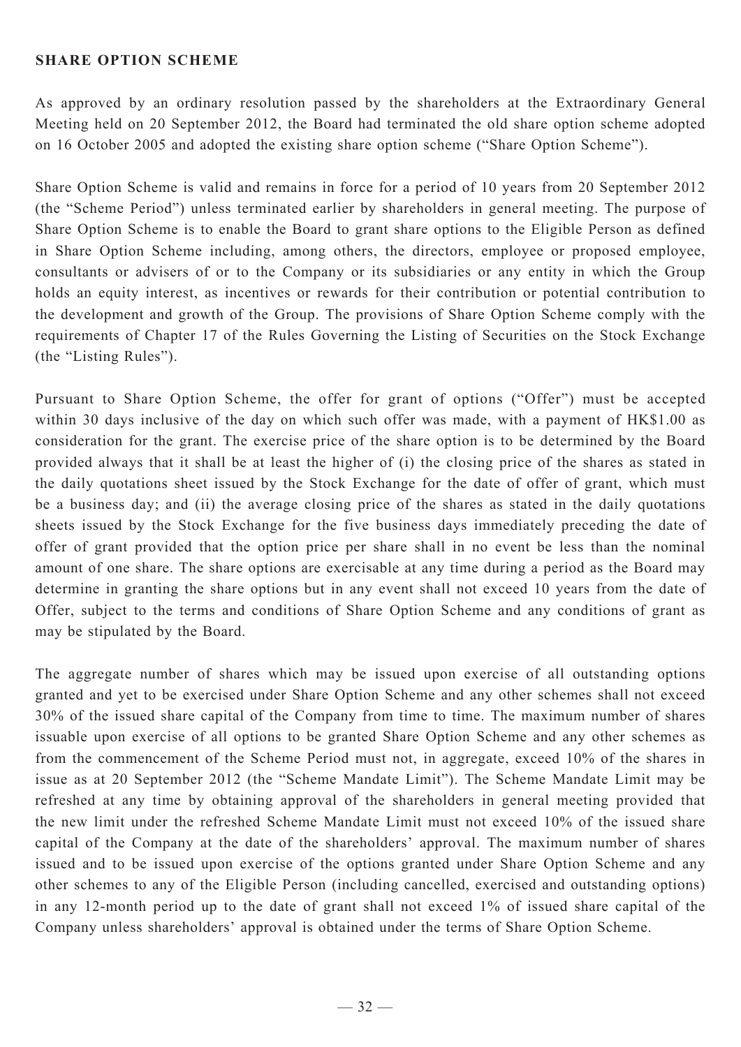**SHARE OPTION SCHEME**

As approved by an ordinary resolution passed by the shareholders at the Extraordinary General Meeting held on 20 September 2012, the Board had terminated the old share option scheme adopted on 16 October 2005 and adopted the existing share option scheme ("Share Option Scheme").

Share Option Scheme is valid and remains in force for a period of 10 years from 20 September 2012 (the "Scheme Period") unless terminated earlier by shareholders in general meeting. The purpose of Share Option Scheme is to enable the Board to grant share options to the Eligible Person as defined in Share Option Scheme including, among others, the directors, employee or proposed employee, consultants or advisers of or to the Company or its subsidiaries or any entity in which the Group holds an equity interest, as incentives or rewards for their contribution or potential contribution to the development and growth of the Group. The provisions of Share Option Scheme comply with the requirements of Chapter 17 of the Rules Governing the Listing of Securities on the Stock Exchange (the "Listing Rules").

Pursuant to Share Option Scheme, the offer for grant of options ("Offer") must be accepted within 30 days inclusive of the day on which such offer was made, with a payment of HK$1.00 as consideration for the grant. The exercise price of the share option is to be determined by the Board provided always that it shall be at least the higher of (i) the closing price of the shares as stated in the daily quotations sheet issued by the Stock Exchange for the date of offer of grant, which must be a business day; and (ii) the average closing price of the shares as stated in the daily quotations sheets issued by the Stock Exchange for the five business days immediately preceding the date of offer of grant provided that the option price per share shall in no event be less than the nominal amount of one share. The share options are exercisable at any time during a period as the Board may determine in granting the share options but in any event shall not exceed 10 years from the date of Offer, subject to the terms and conditions of Share Option Scheme and any conditions of grant as may be stipulated by the Board.

The aggregate number of shares which may be issued upon exercise of all outstanding options granted and yet to be exercised under Share Option Scheme and any other schemes shall not exceed 30% of the issued share capital of the Company from time to time. The maximum number of shares issuable upon exercise of all options to be granted Share Option Scheme and any other schemes as from the commencement of the Scheme Period must not, in aggregate, exceed 10% of the shares in issue as at 20 September 2012 (the "Scheme Mandate Limit"). The Scheme Mandate Limit may be refreshed at any time by obtaining approval of the shareholders in general meeting provided that the new limit under the refreshed Scheme Mandate Limit must not exceed 10% of the issued share capital of the Company at the date of the shareholders' approval. The maximum number of shares issued and to be issued upon exercise of the options granted under Share Option Scheme and any other schemes to any of the Eligible Person (including cancelled, exercised and outstanding options) in any 12-month period up to the date of grant shall not exceed 1% of issued share capital of the Company unless shareholders' approval is obtained under the terms of Share Option Scheme.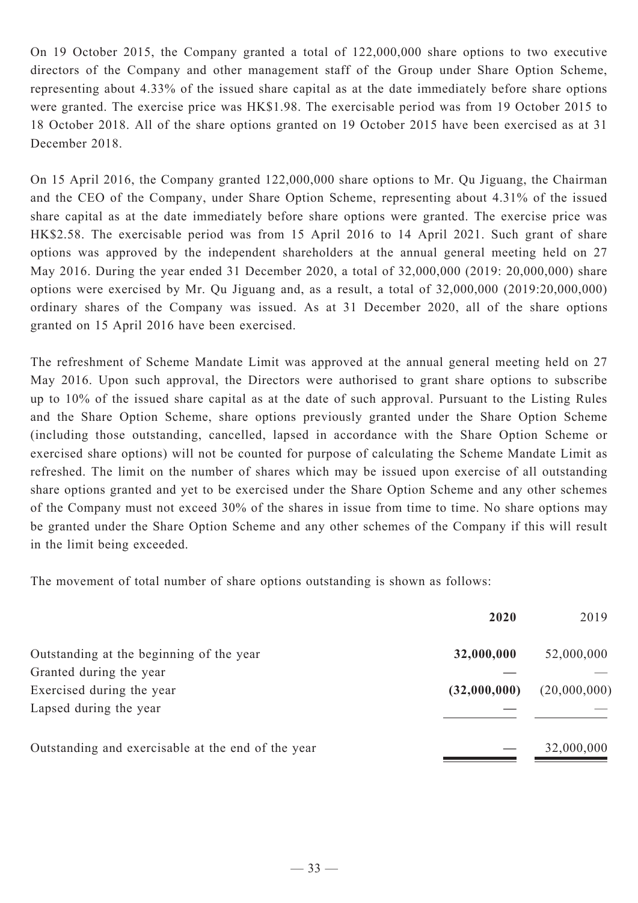On 19 October 2015, the Company granted a total of 122,000,000 share options to two executive directors of the Company and other management staff of the Group under Share Option Scheme, representing about 4.33% of the issued share capital as at the date immediately before share options were granted. The exercise price was HK$1.98. The exercisable period was from 19 October 2015 to 18 October 2018. All of the share options granted on 19 October 2015 have been exercised as at 31 December 2018.

On 15 April 2016, the Company granted 122,000,000 share options to Mr. Qu Jiguang, the Chairman and the CEO of the Company, under Share Option Scheme, representing about 4.31% of the issued share capital as at the date immediately before share options were granted. The exercise price was HK$2.58. The exercisable period was from 15 April 2016 to 14 April 2021. Such grant of share options was approved by the independent shareholders at the annual general meeting held on 27 May 2016. During the year ended 31 December 2020, a total of 32,000,000 (2019: 20,000,000) share options were exercised by Mr. Qu Jiguang and, as a result, a total of 32,000,000 (2019:20,000,000) ordinary shares of the Company was issued. As at 31 December 2020, all of the share options granted on 15 April 2016 have been exercised.

The refreshment of Scheme Mandate Limit was approved at the annual general meeting held on 27 May 2016. Upon such approval, the Directors were authorised to grant share options to subscribe up to 10% of the issued share capital as at the date of such approval. Pursuant to the Listing Rules and the Share Option Scheme, share options previously granted under the Share Option Scheme (including those outstanding, cancelled, lapsed in accordance with the Share Option Scheme or exercised share options) will not be counted for purpose of calculating the Scheme Mandate Limit as refreshed. The limit on the number of shares which may be issued upon exercise of all outstanding share options granted and yet to be exercised under the Share Option Scheme and any other schemes of the Company must not exceed 30% of the shares in issue from time to time. No share options may be granted under the Share Option Scheme and any other schemes of the Company if this will result in the limit being exceeded.

The movement of total number of share options outstanding is shown as follows:

| | **2020** | 2019 |
|---|---|---|
| Outstanding at the beginning of the year | **32,000,000** | 52,000,000 |
| Granted during the year | **—** | — |
| Exercised during the year | **(32,000,000)** | (20,000,000) |
| Lapsed during the year | **—** | — |
| Outstanding and exercisable at the end of the year | **—** | 32,000,000 |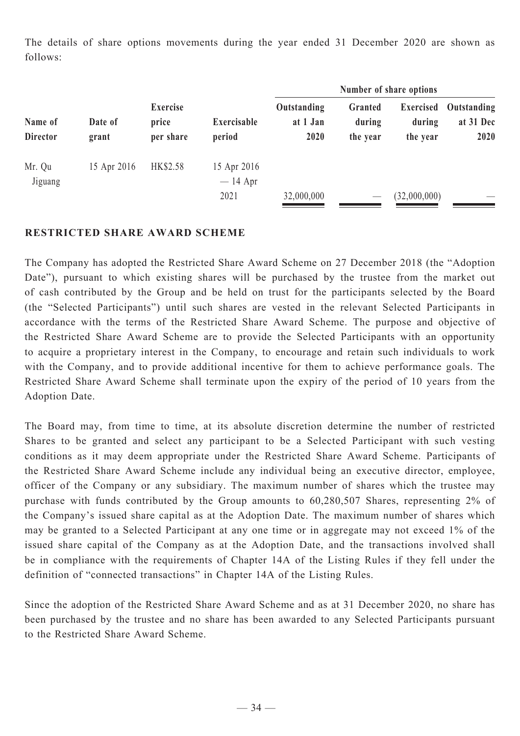The details of share options movements during the year ended 31 December 2020 are shown as follows:

| Name of Director | Date of grant | Exercise price per share | Exercisable period | Number of share options | | | |
|---|---|---|---|---|---|---|---|
| | | | | Outstanding at 1 Jan 2020 | Granted during the year | Exercised during the year | Outstanding at 31 Dec 2020 |
| Mr. Qu Jiguang | 15 Apr 2016 | HK$2.58 | 15 Apr 2016 — 14 Apr 2021 | 32,000,000 | — | (32,000,000) | — |

## RESTRICTED SHARE AWARD SCHEME

The Company has adopted the Restricted Share Award Scheme on 27 December 2018 (the "Adoption Date"), pursuant to which existing shares will be purchased by the trustee from the market out of cash contributed by the Group and be held on trust for the participants selected by the Board (the "Selected Participants") until such shares are vested in the relevant Selected Participants in accordance with the terms of the Restricted Share Award Scheme. The purpose and objective of the Restricted Share Award Scheme are to provide the Selected Participants with an opportunity to acquire a proprietary interest in the Company, to encourage and retain such individuals to work with the Company, and to provide additional incentive for them to achieve performance goals. The Restricted Share Award Scheme shall terminate upon the expiry of the period of 10 years from the Adoption Date.

The Board may, from time to time, at its absolute discretion determine the number of restricted Shares to be granted and select any participant to be a Selected Participant with such vesting conditions as it may deem appropriate under the Restricted Share Award Scheme. Participants of the Restricted Share Award Scheme include any individual being an executive director, employee, officer of the Company or any subsidiary. The maximum number of shares which the trustee may purchase with funds contributed by the Group amounts to 60,280,507 Shares, representing 2% of the Company's issued share capital as at the Adoption Date. The maximum number of shares which may be granted to a Selected Participant at any one time or in aggregate may not exceed 1% of the issued share capital of the Company as at the Adoption Date, and the transactions involved shall be in compliance with the requirements of Chapter 14A of the Listing Rules if they fell under the definition of "connected transactions" in Chapter 14A of the Listing Rules.

Since the adoption of the Restricted Share Award Scheme and as at 31 December 2020, no share has been purchased by the trustee and no share has been awarded to any Selected Participants pursuant to the Restricted Share Award Scheme.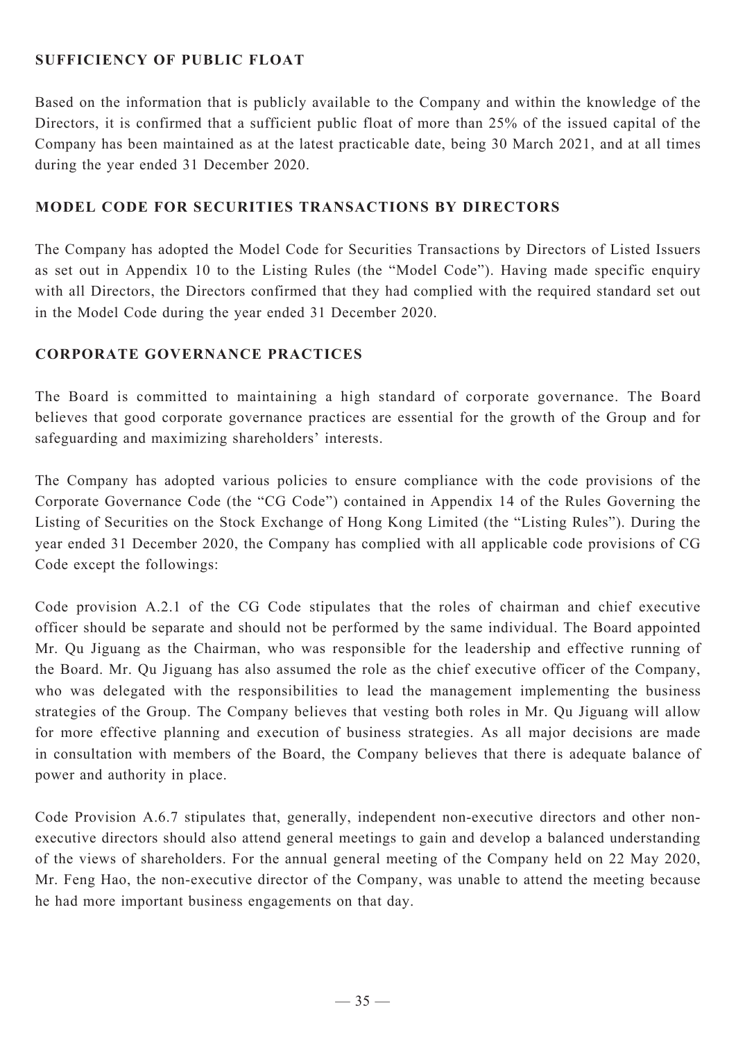## SUFFICIENCY OF PUBLIC FLOAT

Based on the information that is publicly available to the Company and within the knowledge of the Directors, it is confirmed that a sufficient public float of more than 25% of the issued capital of the Company has been maintained as at the latest practicable date, being 30 March 2021, and at all times during the year ended 31 December 2020.

## MODEL CODE FOR SECURITIES TRANSACTIONS BY DIRECTORS

The Company has adopted the Model Code for Securities Transactions by Directors of Listed Issuers as set out in Appendix 10 to the Listing Rules (the "Model Code"). Having made specific enquiry with all Directors, the Directors confirmed that they had complied with the required standard set out in the Model Code during the year ended 31 December 2020.

## CORPORATE GOVERNANCE PRACTICES

The Board is committed to maintaining a high standard of corporate governance. The Board believes that good corporate governance practices are essential for the growth of the Group and for safeguarding and maximizing shareholders' interests.

The Company has adopted various policies to ensure compliance with the code provisions of the Corporate Governance Code (the "CG Code") contained in Appendix 14 of the Rules Governing the Listing of Securities on the Stock Exchange of Hong Kong Limited (the "Listing Rules"). During the year ended 31 December 2020, the Company has complied with all applicable code provisions of CG Code except the followings:

Code provision A.2.1 of the CG Code stipulates that the roles of chairman and chief executive officer should be separate and should not be performed by the same individual. The Board appointed Mr. Qu Jiguang as the Chairman, who was responsible for the leadership and effective running of the Board. Mr. Qu Jiguang has also assumed the role as the chief executive officer of the Company, who was delegated with the responsibilities to lead the management implementing the business strategies of the Group. The Company believes that vesting both roles in Mr. Qu Jiguang will allow for more effective planning and execution of business strategies. As all major decisions are made in consultation with members of the Board, the Company believes that there is adequate balance of power and authority in place.

Code Provision A.6.7 stipulates that, generally, independent non-executive directors and other non-executive directors should also attend general meetings to gain and develop a balanced understanding of the views of shareholders. For the annual general meeting of the Company held on 22 May 2020, Mr. Feng Hao, the non-executive director of the Company, was unable to attend the meeting because he had more important business engagements on that day.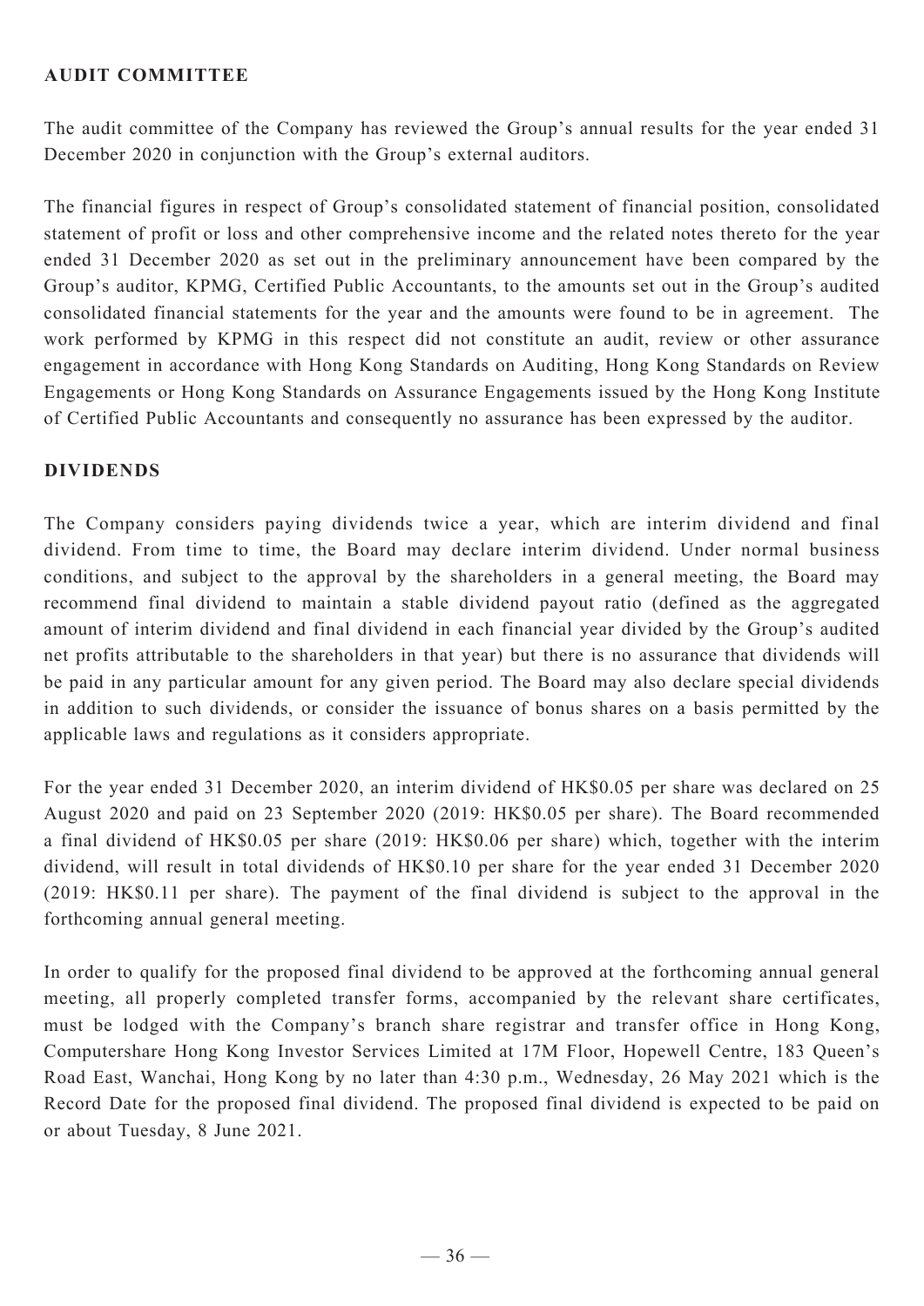## AUDIT COMMITTEE

The audit committee of the Company has reviewed the Group's annual results for the year ended 31 December 2020 in conjunction with the Group's external auditors.

The financial figures in respect of Group's consolidated statement of financial position, consolidated statement of profit or loss and other comprehensive income and the related notes thereto for the year ended 31 December 2020 as set out in the preliminary announcement have been compared by the Group's auditor, KPMG, Certified Public Accountants, to the amounts set out in the Group's audited consolidated financial statements for the year and the amounts were found to be in agreement. The work performed by KPMG in this respect did not constitute an audit, review or other assurance engagement in accordance with Hong Kong Standards on Auditing, Hong Kong Standards on Review Engagements or Hong Kong Standards on Assurance Engagements issued by the Hong Kong Institute of Certified Public Accountants and consequently no assurance has been expressed by the auditor.

## DIVIDENDS

The Company considers paying dividends twice a year, which are interim dividend and final dividend. From time to time, the Board may declare interim dividend. Under normal business conditions, and subject to the approval by the shareholders in a general meeting, the Board may recommend final dividend to maintain a stable dividend payout ratio (defined as the aggregated amount of interim dividend and final dividend in each financial year divided by the Group's audited net profits attributable to the shareholders in that year) but there is no assurance that dividends will be paid in any particular amount for any given period. The Board may also declare special dividends in addition to such dividends, or consider the issuance of bonus shares on a basis permitted by the applicable laws and regulations as it considers appropriate.

For the year ended 31 December 2020, an interim dividend of HK$0.05 per share was declared on 25 August 2020 and paid on 23 September 2020 (2019: HK$0.05 per share). The Board recommended a final dividend of HK$0.05 per share (2019: HK$0.06 per share) which, together with the interim dividend, will result in total dividends of HK$0.10 per share for the year ended 31 December 2020 (2019: HK$0.11 per share). The payment of the final dividend is subject to the approval in the forthcoming annual general meeting.

In order to qualify for the proposed final dividend to be approved at the forthcoming annual general meeting, all properly completed transfer forms, accompanied by the relevant share certificates, must be lodged with the Company's branch share registrar and transfer office in Hong Kong, Computershare Hong Kong Investor Services Limited at 17M Floor, Hopewell Centre, 183 Queen's Road East, Wanchai, Hong Kong by no later than 4:30 p.m., Wednesday, 26 May 2021 which is the Record Date for the proposed final dividend. The proposed final dividend is expected to be paid on or about Tuesday, 8 June 2021.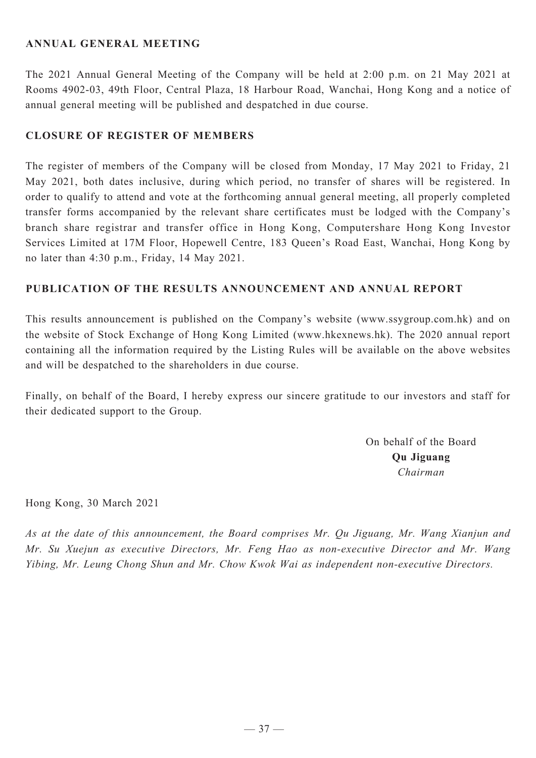## ANNUAL GENERAL MEETING

The 2021 Annual General Meeting of the Company will be held at 2:00 p.m. on 21 May 2021 at Rooms 4902-03, 49th Floor, Central Plaza, 18 Harbour Road, Wanchai, Hong Kong and a notice of annual general meeting will be published and despatched in due course.

## CLOSURE OF REGISTER OF MEMBERS

The register of members of the Company will be closed from Monday, 17 May 2021 to Friday, 21 May 2021, both dates inclusive, during which period, no transfer of shares will be registered. In order to qualify to attend and vote at the forthcoming annual general meeting, all properly completed transfer forms accompanied by the relevant share certificates must be lodged with the Company's branch share registrar and transfer office in Hong Kong, Computershare Hong Kong Investor Services Limited at 17M Floor, Hopewell Centre, 183 Queen's Road East, Wanchai, Hong Kong by no later than 4:30 p.m., Friday, 14 May 2021.

## PUBLICATION OF THE RESULTS ANNOUNCEMENT AND ANNUAL REPORT

This results announcement is published on the Company's website (www.ssygroup.com.hk) and on the website of Stock Exchange of Hong Kong Limited (www.hkexnews.hk). The 2020 annual report containing all the information required by the Listing Rules will be available on the above websites and will be despatched to the shareholders in due course.

Finally, on behalf of the Board, I hereby express our sincere gratitude to our investors and staff for their dedicated support to the Group.

On behalf of the Board
**Qu Jiguang**
*Chairman*

Hong Kong, 30 March 2021

*As at the date of this announcement, the Board comprises Mr. Qu Jiguang, Mr. Wang Xianjun and Mr. Su Xuejun as executive Directors, Mr. Feng Hao as non-executive Director and Mr. Wang Yibing, Mr. Leung Chong Shun and Mr. Chow Kwok Wai as independent non-executive Directors.*